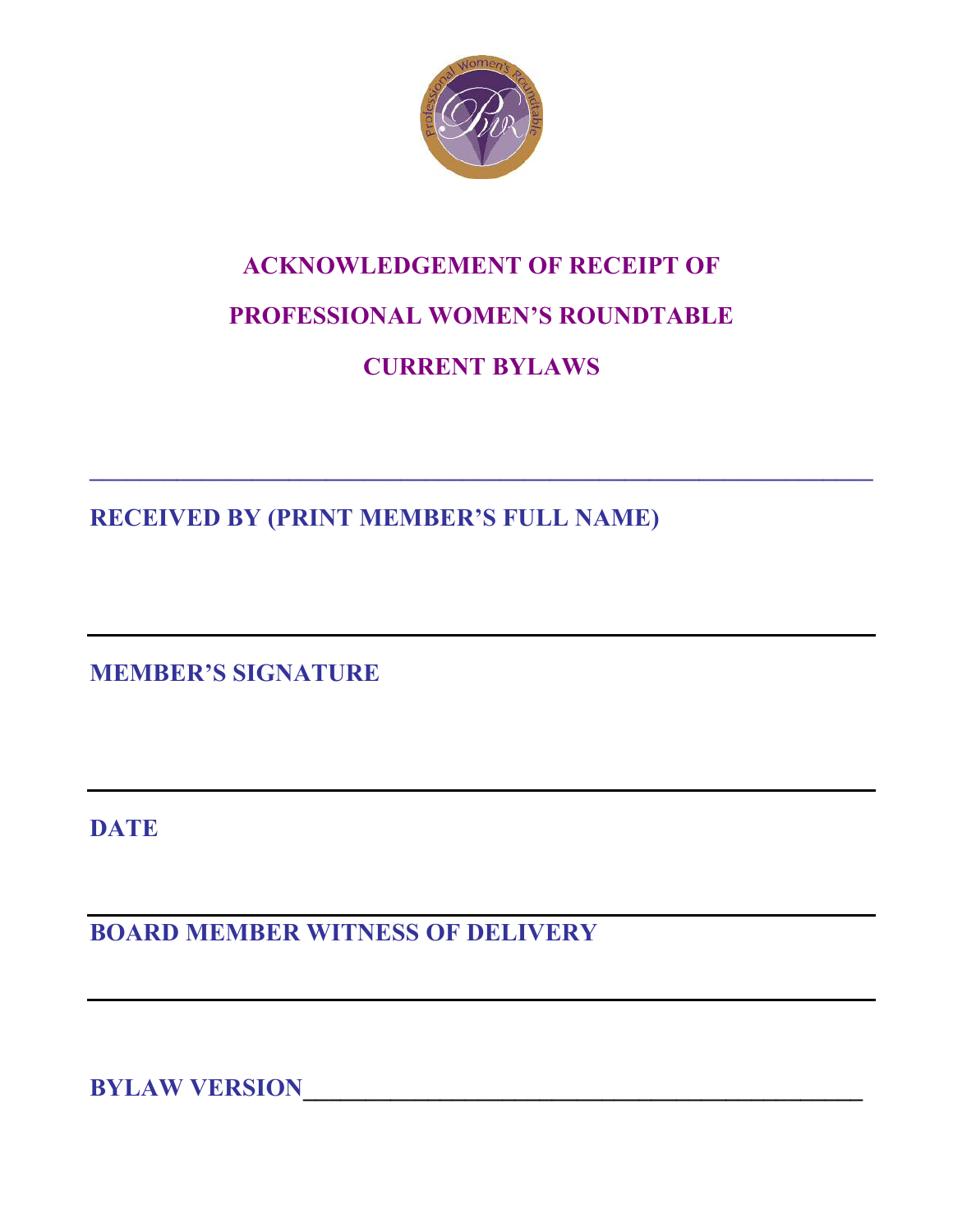# ACKNOWLEDGEMENT OF RECEIPT OF PROFESSIONAL WOMEN'S ROUNDTABLE CURRENT BYLAWS

___________________________________________________________________

**RECEIVED BY (PRINT MEMBER'S FULL NAME)**

___________________________________________________________________

**MEMBER'S SIGNATURE**

___________________________________________________________________

**DATE**

___________________________________________________________________

**BOARD MEMBER WITNESS OF DELIVERY**

___________________________________________________________________

**BYLAW VERSION**_____________________________________________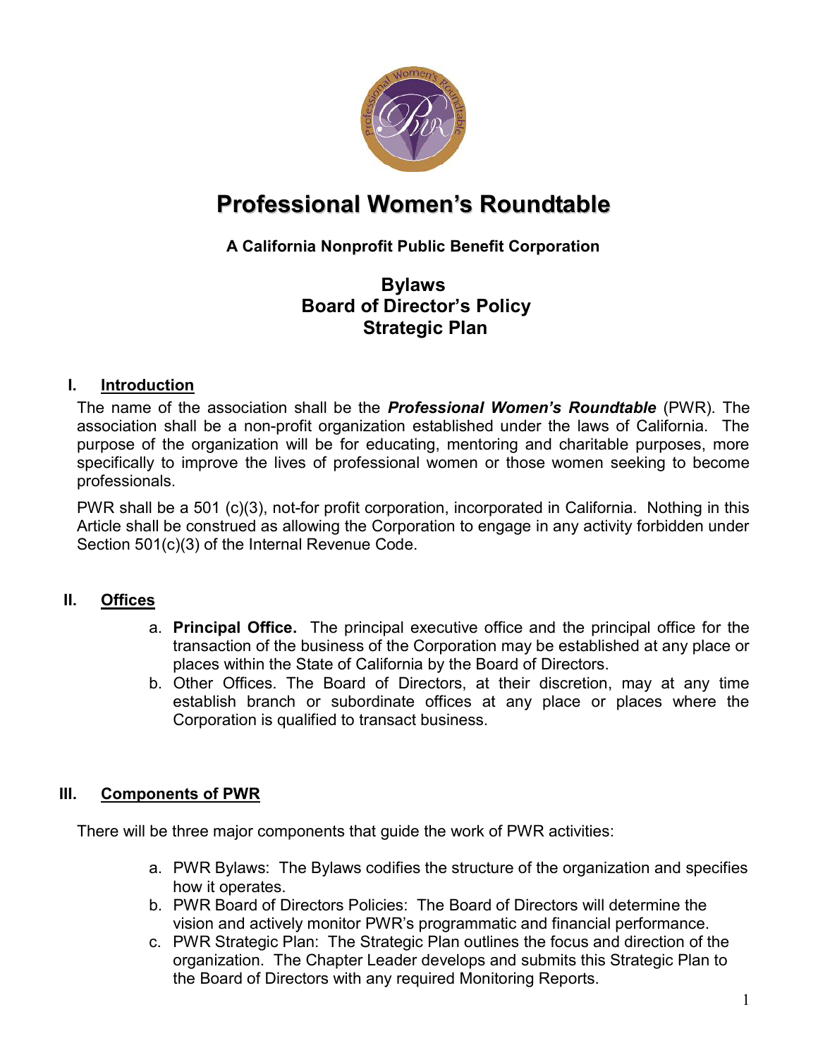# Professional Women's Roundtable

**A California Nonprofit Public Benefit Corporation**

**Bylaws**
**Board of Director's Policy**
**Strategic Plan**

## I. Introduction

The name of the association shall be the ***Professional Women's Roundtable*** (PWR). The association shall be a non-profit organization established under the laws of California. The purpose of the organization will be for educating, mentoring and charitable purposes, more specifically to improve the lives of professional women or those women seeking to become professionals.

PWR shall be a 501 (c)(3), not-for profit corporation, incorporated in California. Nothing in this Article shall be construed as allowing the Corporation to engage in any activity forbidden under Section 501(c)(3) of the Internal Revenue Code.

## II. Offices

a. **Principal Office.** The principal executive office and the principal office for the transaction of the business of the Corporation may be established at any place or places within the State of California by the Board of Directors.
b. Other Offices. The Board of Directors, at their discretion, may at any time establish branch or subordinate offices at any place or places where the Corporation is qualified to transact business.

## III. Components of PWR

There will be three major components that guide the work of PWR activities:

a. PWR Bylaws: The Bylaws codifies the structure of the organization and specifies how it operates.
b. PWR Board of Directors Policies: The Board of Directors will determine the vision and actively monitor PWR's programmatic and financial performance.
c. PWR Strategic Plan: The Strategic Plan outlines the focus and direction of the organization. The Chapter Leader develops and submits this Strategic Plan to the Board of Directors with any required Monitoring Reports.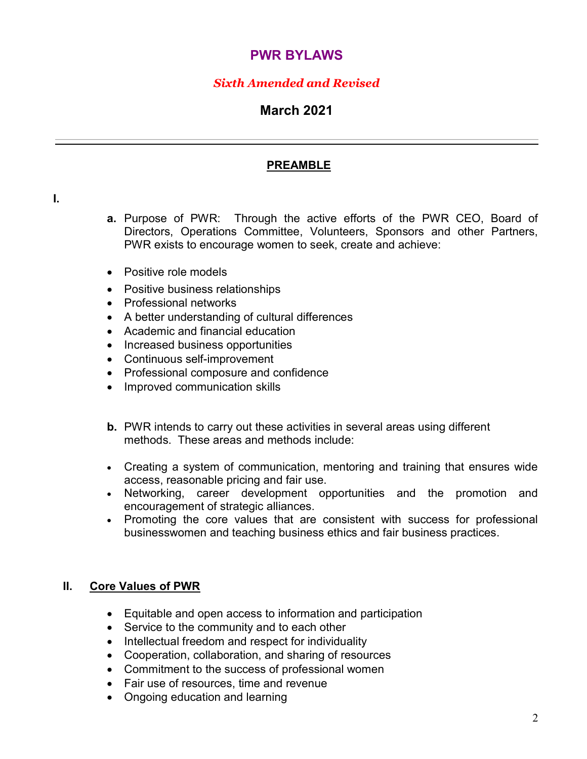# PWR BYLAWS

***Sixth Amended and Revised***

## March 2021

---

## PREAMBLE

**I.**

**a.** Purpose of PWR: Through the active efforts of the PWR CEO, Board of Directors, Operations Committee, Volunteers, Sponsors and other Partners, PWR exists to encourage women to seek, create and achieve:

- Positive role models
- Positive business relationships
- Professional networks
- A better understanding of cultural differences
- Academic and financial education
- Increased business opportunities
- Continuous self-improvement
- Professional composure and confidence
- Improved communication skills

**b.** PWR intends to carry out these activities in several areas using different methods. These areas and methods include:

- Creating a system of communication, mentoring and training that ensures wide access, reasonable pricing and fair use.
- Networking, career development opportunities and the promotion and encouragement of strategic alliances.
- Promoting the core values that are consistent with success for professional businesswomen and teaching business ethics and fair business practices.

## II. Core Values of PWR

- Equitable and open access to information and participation
- Service to the community and to each other
- Intellectual freedom and respect for individuality
- Cooperation, collaboration, and sharing of resources
- Commitment to the success of professional women
- Fair use of resources, time and revenue
- Ongoing education and learning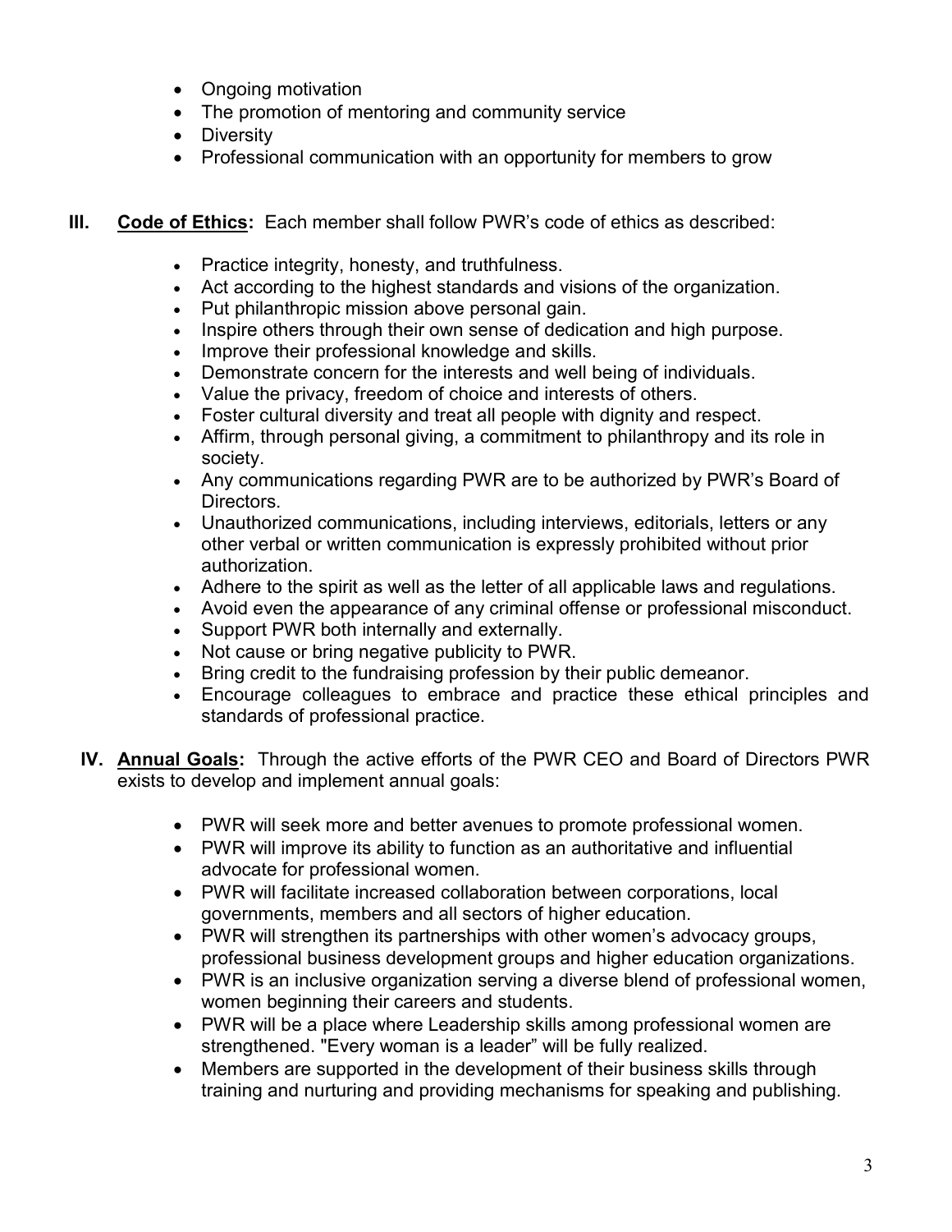- Ongoing motivation
- The promotion of mentoring and community service
- Diversity
- Professional communication with an opportunity for members to grow

**III.** **Code of Ethics:** Each member shall follow PWR's code of ethics as described:

- Practice integrity, honesty, and truthfulness.
- Act according to the highest standards and visions of the organization.
- Put philanthropic mission above personal gain.
- Inspire others through their own sense of dedication and high purpose.
- Improve their professional knowledge and skills.
- Demonstrate concern for the interests and well being of individuals.
- Value the privacy, freedom of choice and interests of others.
- Foster cultural diversity and treat all people with dignity and respect.
- Affirm, through personal giving, a commitment to philanthropy and its role in society.
- Any communications regarding PWR are to be authorized by PWR's Board of Directors.
- Unauthorized communications, including interviews, editorials, letters or any other verbal or written communication is expressly prohibited without prior authorization.
- Adhere to the spirit as well as the letter of all applicable laws and regulations.
- Avoid even the appearance of any criminal offense or professional misconduct.
- Support PWR both internally and externally.
- Not cause or bring negative publicity to PWR.
- Bring credit to the fundraising profession by their public demeanor.
- Encourage colleagues to embrace and practice these ethical principles and standards of professional practice.

**IV.** **Annual Goals:** Through the active efforts of the PWR CEO and Board of Directors PWR exists to develop and implement annual goals:

- PWR will seek more and better avenues to promote professional women.
- PWR will improve its ability to function as an authoritative and influential advocate for professional women.
- PWR will facilitate increased collaboration between corporations, local governments, members and all sectors of higher education.
- PWR will strengthen its partnerships with other women's advocacy groups, professional business development groups and higher education organizations.
- PWR is an inclusive organization serving a diverse blend of professional women, women beginning their careers and students.
- PWR will be a place where Leadership skills among professional women are strengthened. "Every woman is a leader" will be fully realized.
- Members are supported in the development of their business skills through training and nurturing and providing mechanisms for speaking and publishing.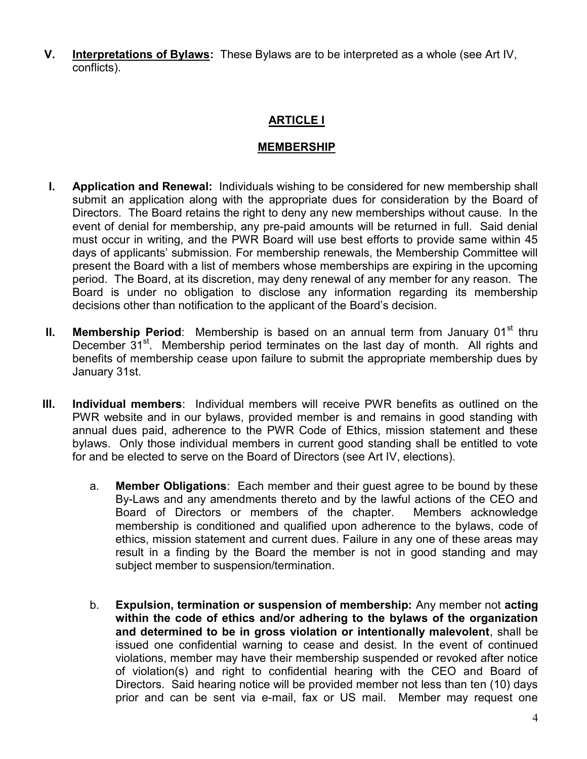**V. Interpretations of Bylaws:** These Bylaws are to be interpreted as a whole (see Art IV, conflicts).

## ARTICLE I

## MEMBERSHIP

**I. Application and Renewal:** Individuals wishing to be considered for new membership shall submit an application along with the appropriate dues for consideration by the Board of Directors. The Board retains the right to deny any new memberships without cause. In the event of denial for membership, any pre-paid amounts will be returned in full. Said denial must occur in writing, and the PWR Board will use best efforts to provide same within 45 days of applicants' submission. For membership renewals, the Membership Committee will present the Board with a list of members whose memberships are expiring in the upcoming period. The Board, at its discretion, may deny renewal of any member for any reason. The Board is under no obligation to disclose any information regarding its membership decisions other than notification to the applicant of the Board's decision.

**II. Membership Period:** Membership is based on an annual term from January 01st thru December 31st. Membership period terminates on the last day of month. All rights and benefits of membership cease upon failure to submit the appropriate membership dues by January 31st.

**III. Individual members:** Individual members will receive PWR benefits as outlined on the PWR website and in our bylaws, provided member is and remains in good standing with annual dues paid, adherence to the PWR Code of Ethics, mission statement and these bylaws. Only those individual members in current good standing shall be entitled to vote for and be elected to serve on the Board of Directors (see Art IV, elections).

a. **Member Obligations:** Each member and their guest agree to be bound by these By-Laws and any amendments thereto and by the lawful actions of the CEO and Board of Directors or members of the chapter. Members acknowledge membership is conditioned and qualified upon adherence to the bylaws, code of ethics, mission statement and current dues. Failure in any one of these areas may result in a finding by the Board the member is not in good standing and may subject member to suspension/termination.

b. **Expulsion, termination or suspension of membership:** Any member not **acting within the code of ethics and/or adhering to the bylaws of the organization and determined to be in gross violation or intentionally malevolent**, shall be issued one confidential warning to cease and desist. In the event of continued violations, member may have their membership suspended or revoked after notice of violation(s) and right to confidential hearing with the CEO and Board of Directors. Said hearing notice will be provided member not less than ten (10) days prior and can be sent via e-mail, fax or US mail. Member may request one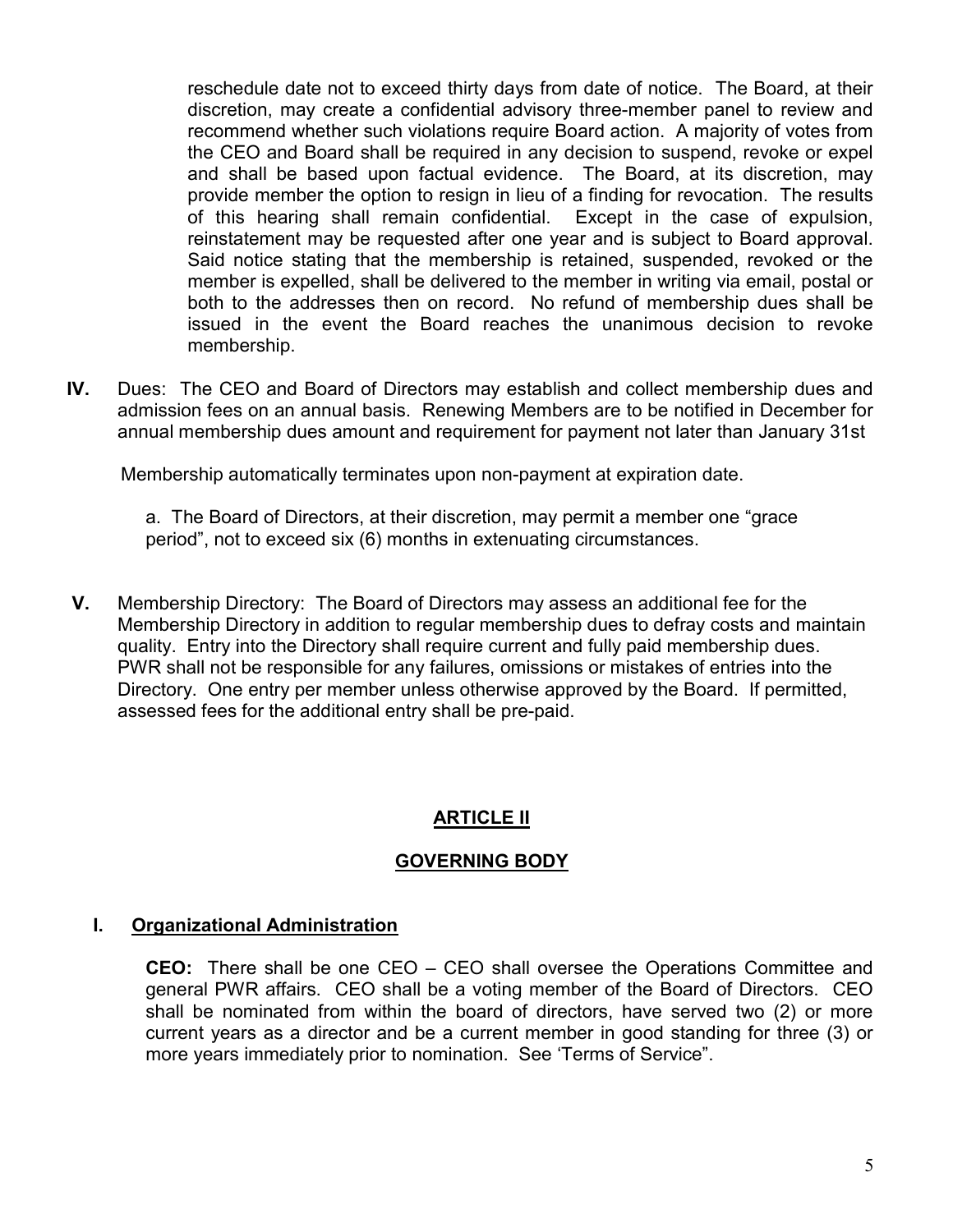reschedule date not to exceed thirty days from date of notice. The Board, at their discretion, may create a confidential advisory three-member panel to review and recommend whether such violations require Board action. A majority of votes from the CEO and Board shall be required in any decision to suspend, revoke or expel and shall be based upon factual evidence. The Board, at its discretion, may provide member the option to resign in lieu of a finding for revocation. The results of this hearing shall remain confidential. Except in the case of expulsion, reinstatement may be requested after one year and is subject to Board approval. Said notice stating that the membership is retained, suspended, revoked or the member is expelled, shall be delivered to the member in writing via email, postal or both to the addresses then on record. No refund of membership dues shall be issued in the event the Board reaches the unanimous decision to revoke membership.

**IV.** Dues: The CEO and Board of Directors may establish and collect membership dues and admission fees on an annual basis. Renewing Members are to be notified in December for annual membership dues amount and requirement for payment not later than January 31st

Membership automatically terminates upon non-payment at expiration date.

a. The Board of Directors, at their discretion, may permit a member one "grace period", not to exceed six (6) months in extenuating circumstances.

**V.** Membership Directory: The Board of Directors may assess an additional fee for the Membership Directory in addition to regular membership dues to defray costs and maintain quality. Entry into the Directory shall require current and fully paid membership dues. PWR shall not be responsible for any failures, omissions or mistakes of entries into the Directory. One entry per member unless otherwise approved by the Board. If permitted, assessed fees for the additional entry shall be pre-paid.

# ARTICLE II

## GOVERNING BODY

### I. Organizational Administration

**CEO:** There shall be one CEO – CEO shall oversee the Operations Committee and general PWR affairs. CEO shall be a voting member of the Board of Directors. CEO shall be nominated from within the board of directors, have served two (2) or more current years as a director and be a current member in good standing for three (3) or more years immediately prior to nomination. See 'Terms of Service".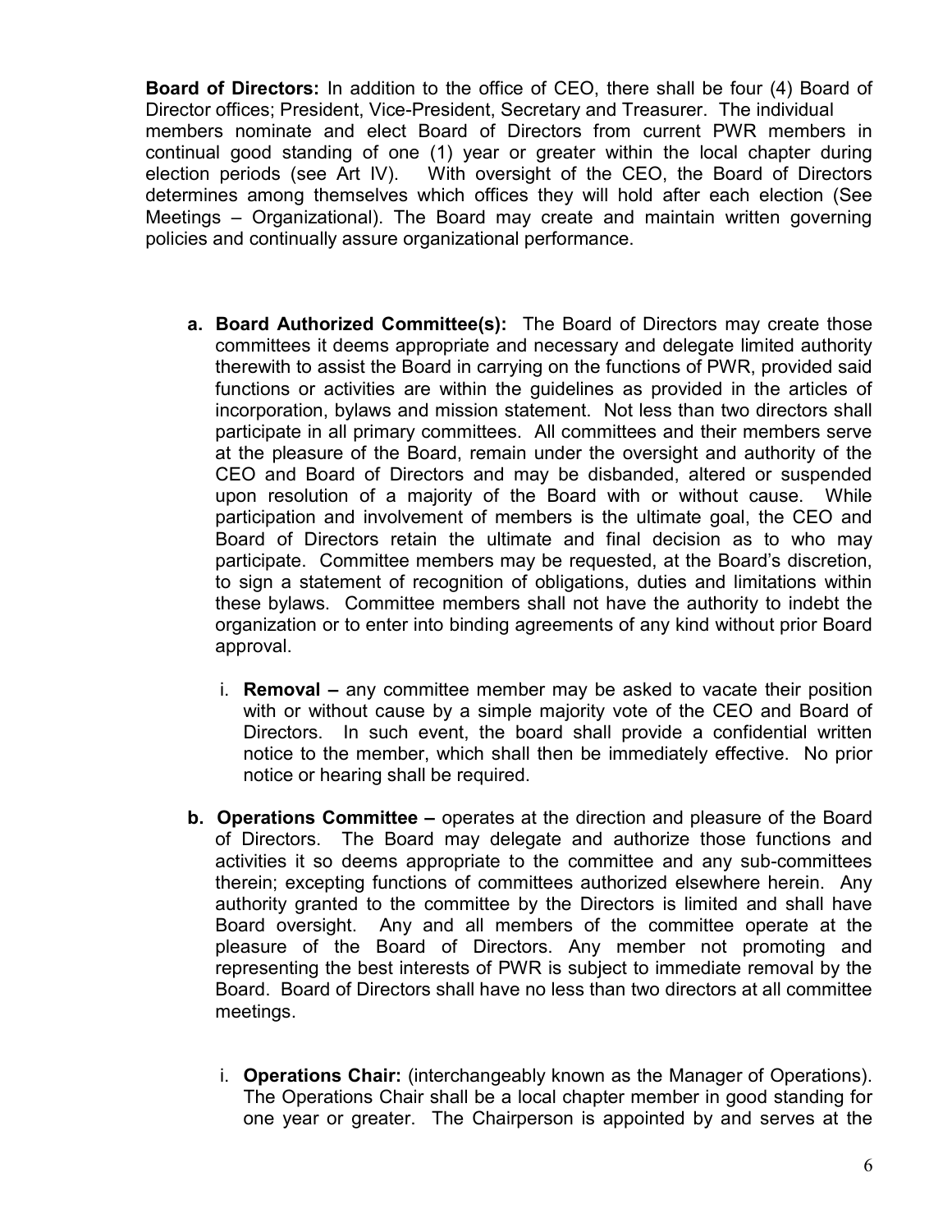**Board of Directors:** In addition to the office of CEO, there shall be four (4) Board of Director offices; President, Vice-President, Secretary and Treasurer. The individual members nominate and elect Board of Directors from current PWR members in continual good standing of one (1) year or greater within the local chapter during election periods (see Art IV). With oversight of the CEO, the Board of Directors determines among themselves which offices they will hold after each election (See Meetings – Organizational). The Board may create and maintain written governing policies and continually assure organizational performance.

- **a. Board Authorized Committee(s):** The Board of Directors may create those committees it deems appropriate and necessary and delegate limited authority therewith to assist the Board in carrying on the functions of PWR, provided said functions or activities are within the guidelines as provided in the articles of incorporation, bylaws and mission statement. Not less than two directors shall participate in all primary committees. All committees and their members serve at the pleasure of the Board, remain under the oversight and authority of the CEO and Board of Directors and may be disbanded, altered or suspended upon resolution of a majority of the Board with or without cause. While participation and involvement of members is the ultimate goal, the CEO and Board of Directors retain the ultimate and final decision as to who may participate. Committee members may be requested, at the Board's discretion, to sign a statement of recognition of obligations, duties and limitations within these bylaws. Committee members shall not have the authority to indebt the organization or to enter into binding agreements of any kind without prior Board approval.

  - i. **Removal –** any committee member may be asked to vacate their position with or without cause by a simple majority vote of the CEO and Board of Directors. In such event, the board shall provide a confidential written notice to the member, which shall then be immediately effective. No prior notice or hearing shall be required.

- **b. Operations Committee –** operates at the direction and pleasure of the Board of Directors. The Board may delegate and authorize those functions and activities it so deems appropriate to the committee and any sub-committees therein; excepting functions of committees authorized elsewhere herein. Any authority granted to the committee by the Directors is limited and shall have Board oversight. Any and all members of the committee operate at the pleasure of the Board of Directors. Any member not promoting and representing the best interests of PWR is subject to immediate removal by the Board. Board of Directors shall have no less than two directors at all committee meetings.

  - i. **Operations Chair:** (interchangeably known as the Manager of Operations). The Operations Chair shall be a local chapter member in good standing for one year or greater. The Chairperson is appointed by and serves at the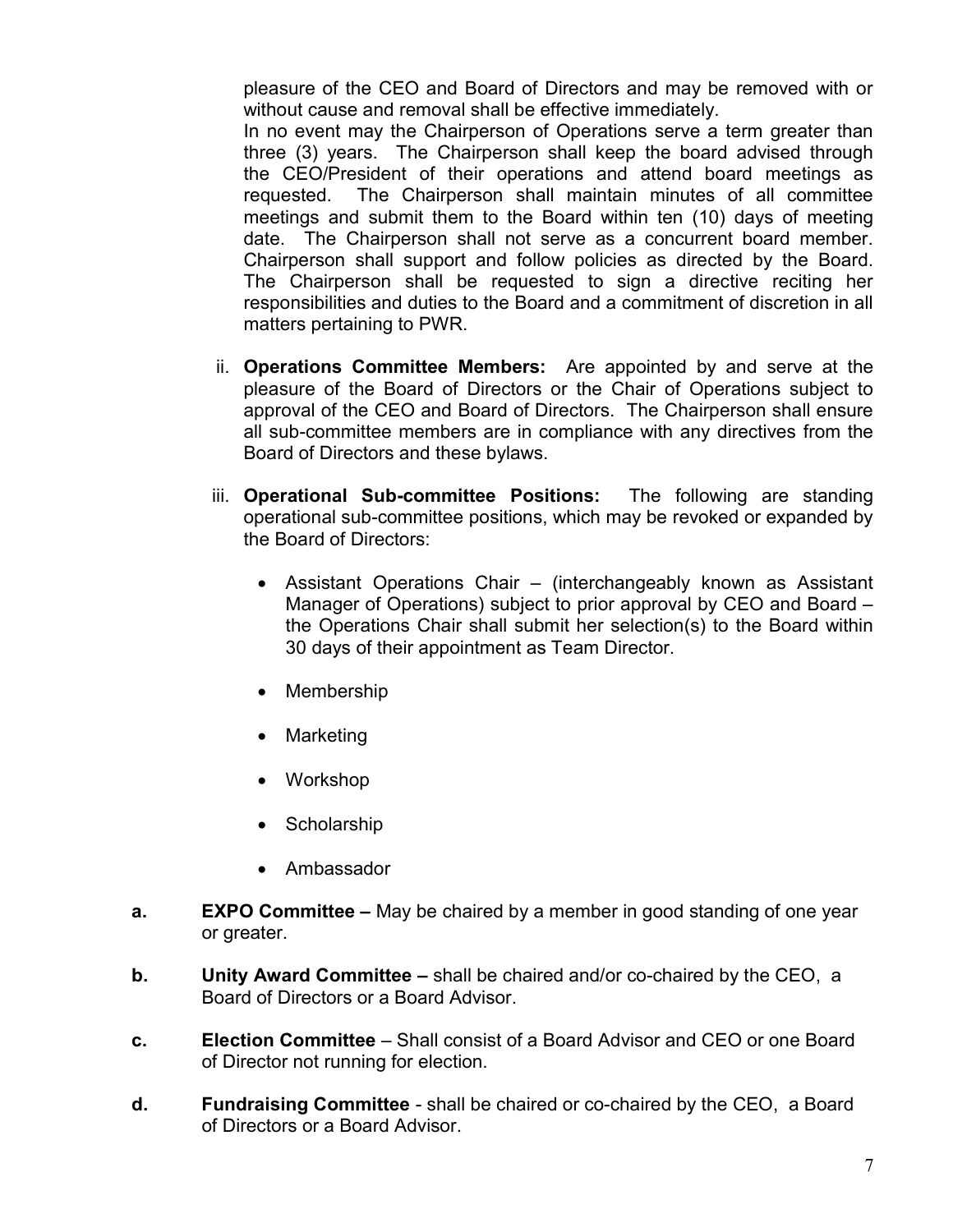pleasure of the CEO and Board of Directors and may be removed with or without cause and removal shall be effective immediately.

In no event may the Chairperson of Operations serve a term greater than three (3) years. The Chairperson shall keep the board advised through the CEO/President of their operations and attend board meetings as requested. The Chairperson shall maintain minutes of all committee meetings and submit them to the Board within ten (10) days of meeting date. The Chairperson shall not serve as a concurrent board member. Chairperson shall support and follow policies as directed by the Board. The Chairperson shall be requested to sign a directive reciting her responsibilities and duties to the Board and a commitment of discretion in all matters pertaining to PWR.

ii. **Operations Committee Members:** Are appointed by and serve at the pleasure of the Board of Directors or the Chair of Operations subject to approval of the CEO and Board of Directors. The Chairperson shall ensure all sub-committee members are in compliance with any directives from the Board of Directors and these bylaws.

iii. **Operational Sub-committee Positions:** The following are standing operational sub-committee positions, which may be revoked or expanded by the Board of Directors:

- Assistant Operations Chair – (interchangeably known as Assistant Manager of Operations) subject to prior approval by CEO and Board – the Operations Chair shall submit her selection(s) to the Board within 30 days of their appointment as Team Director.
- Membership
- Marketing
- Workshop
- Scholarship
- Ambassador

**a.** **EXPO Committee –** May be chaired by a member in good standing of one year or greater.

**b.** **Unity Award Committee –** shall be chaired and/or co-chaired by the CEO, a Board of Directors or a Board Advisor.

**c.** **Election Committee** – Shall consist of a Board Advisor and CEO or one Board of Director not running for election.

**d.** **Fundraising Committee** - shall be chaired or co-chaired by the CEO, a Board of Directors or a Board Advisor.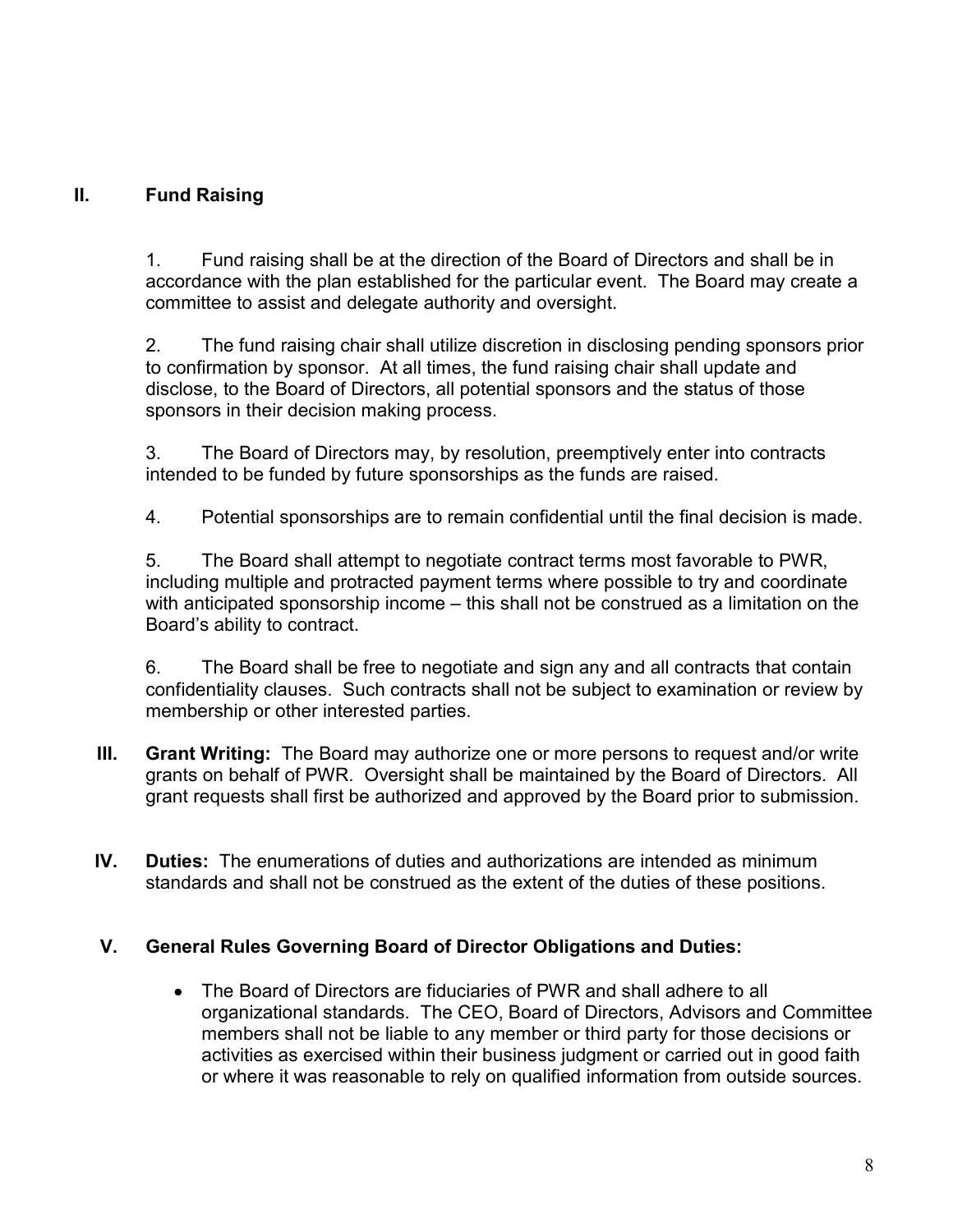## II. Fund Raising

1. Fund raising shall be at the direction of the Board of Directors and shall be in accordance with the plan established for the particular event. The Board may create a committee to assist and delegate authority and oversight.

2. The fund raising chair shall utilize discretion in disclosing pending sponsors prior to confirmation by sponsor. At all times, the fund raising chair shall update and disclose, to the Board of Directors, all potential sponsors and the status of those sponsors in their decision making process.

3. The Board of Directors may, by resolution, preemptively enter into contracts intended to be funded by future sponsorships as the funds are raised.

4. Potential sponsorships are to remain confidential until the final decision is made.

5. The Board shall attempt to negotiate contract terms most favorable to PWR, including multiple and protracted payment terms where possible to try and coordinate with anticipated sponsorship income – this shall not be construed as a limitation on the Board's ability to contract.

6. The Board shall be free to negotiate and sign any and all contracts that contain confidentiality clauses. Such contracts shall not be subject to examination or review by membership or other interested parties.

**III. Grant Writing:** The Board may authorize one or more persons to request and/or write grants on behalf of PWR. Oversight shall be maintained by the Board of Directors. All grant requests shall first be authorized and approved by the Board prior to submission.

**IV. Duties:** The enumerations of duties and authorizations are intended as minimum standards and shall not be construed as the extent of the duties of these positions.

## V. General Rules Governing Board of Director Obligations and Duties:

- The Board of Directors are fiduciaries of PWR and shall adhere to all organizational standards. The CEO, Board of Directors, Advisors and Committee members shall not be liable to any member or third party for those decisions or activities as exercised within their business judgment or carried out in good faith or where it was reasonable to rely on qualified information from outside sources.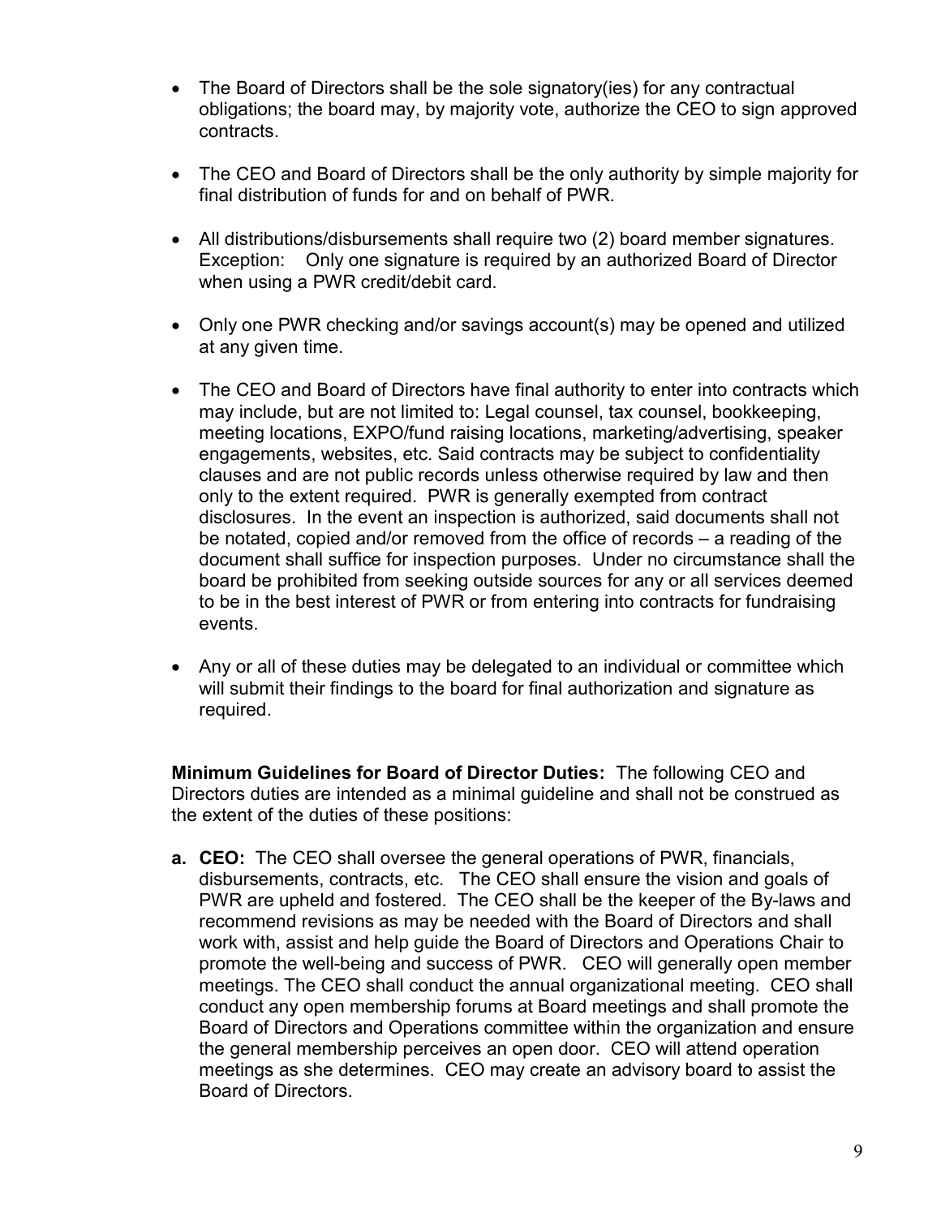- The Board of Directors shall be the sole signatory(ies) for any contractual obligations; the board may, by majority vote, authorize the CEO to sign approved contracts.

- The CEO and Board of Directors shall be the only authority by simple majority for final distribution of funds for and on behalf of PWR.

- All distributions/disbursements shall require two (2) board member signatures. Exception: Only one signature is required by an authorized Board of Director when using a PWR credit/debit card.

- Only one PWR checking and/or savings account(s) may be opened and utilized at any given time.

- The CEO and Board of Directors have final authority to enter into contracts which may include, but are not limited to: Legal counsel, tax counsel, bookkeeping, meeting locations, EXPO/fund raising locations, marketing/advertising, speaker engagements, websites, etc. Said contracts may be subject to confidentiality clauses and are not public records unless otherwise required by law and then only to the extent required. PWR is generally exempted from contract disclosures. In the event an inspection is authorized, said documents shall not be notated, copied and/or removed from the office of records – a reading of the document shall suffice for inspection purposes. Under no circumstance shall the board be prohibited from seeking outside sources for any or all services deemed to be in the best interest of PWR or from entering into contracts for fundraising events.

- Any or all of these duties may be delegated to an individual or committee which will submit their findings to the board for final authorization and signature as required.

**Minimum Guidelines for Board of Director Duties:** The following CEO and Directors duties are intended as a minimal guideline and shall not be construed as the extent of the duties of these positions:

**a. CEO:** The CEO shall oversee the general operations of PWR, financials, disbursements, contracts, etc. The CEO shall ensure the vision and goals of PWR are upheld and fostered. The CEO shall be the keeper of the By-laws and recommend revisions as may be needed with the Board of Directors and shall work with, assist and help guide the Board of Directors and Operations Chair to promote the well-being and success of PWR. CEO will generally open member meetings. The CEO shall conduct the annual organizational meeting. CEO shall conduct any open membership forums at Board meetings and shall promote the Board of Directors and Operations committee within the organization and ensure the general membership perceives an open door. CEO will attend operation meetings as she determines. CEO may create an advisory board to assist the Board of Directors.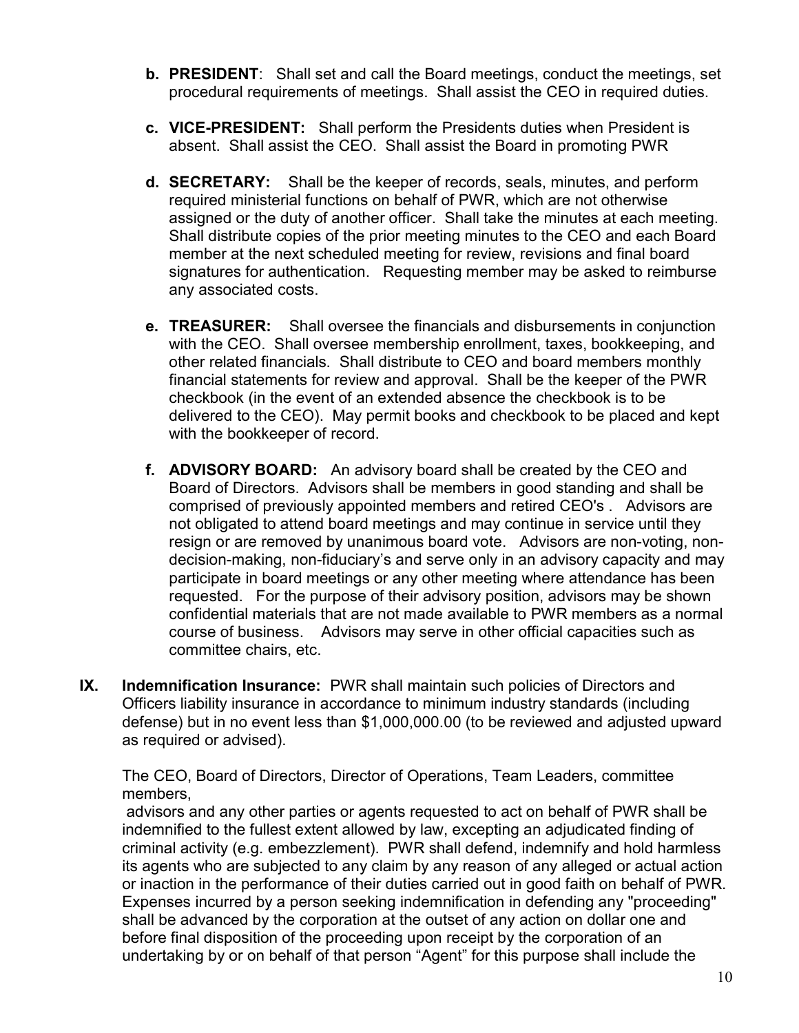b. **PRESIDENT**: Shall set and call the Board meetings, conduct the meetings, set procedural requirements of meetings. Shall assist the CEO in required duties.

c. **VICE-PRESIDENT:** Shall perform the Presidents duties when President is absent. Shall assist the CEO. Shall assist the Board in promoting PWR

d. **SECRETARY:** Shall be the keeper of records, seals, minutes, and perform required ministerial functions on behalf of PWR, which are not otherwise assigned or the duty of another officer. Shall take the minutes at each meeting. Shall distribute copies of the prior meeting minutes to the CEO and each Board member at the next scheduled meeting for review, revisions and final board signatures for authentication. Requesting member may be asked to reimburse any associated costs.

e. **TREASURER:** Shall oversee the financials and disbursements in conjunction with the CEO. Shall oversee membership enrollment, taxes, bookkeeping, and other related financials. Shall distribute to CEO and board members monthly financial statements for review and approval. Shall be the keeper of the PWR checkbook (in the event of an extended absence the checkbook is to be delivered to the CEO). May permit books and checkbook to be placed and kept with the bookkeeper of record.

f. **ADVISORY BOARD:** An advisory board shall be created by the CEO and Board of Directors. Advisors shall be members in good standing and shall be comprised of previously appointed members and retired CEO's . Advisors are not obligated to attend board meetings and may continue in service until they resign or are removed by unanimous board vote. Advisors are non-voting, non-decision-making, non-fiduciary's and serve only in an advisory capacity and may participate in board meetings or any other meeting where attendance has been requested. For the purpose of their advisory position, advisors may be shown confidential materials that are not made available to PWR members as a normal course of business. Advisors may serve in other official capacities such as committee chairs, etc.

**IX. Indemnification Insurance:** PWR shall maintain such policies of Directors and Officers liability insurance in accordance to minimum industry standards (including defense) but in no event less than $1,000,000.00 (to be reviewed and adjusted upward as required or advised).

The CEO, Board of Directors, Director of Operations, Team Leaders, committee members,
advisors and any other parties or agents requested to act on behalf of PWR shall be indemnified to the fullest extent allowed by law, excepting an adjudicated finding of criminal activity (e.g. embezzlement). PWR shall defend, indemnify and hold harmless its agents who are subjected to any claim by any reason of any alleged or actual action or inaction in the performance of their duties carried out in good faith on behalf of PWR. Expenses incurred by a person seeking indemnification in defending any "proceeding" shall be advanced by the corporation at the outset of any action on dollar one and before final disposition of the proceeding upon receipt by the corporation of an undertaking by or on behalf of that person "Agent" for this purpose shall include the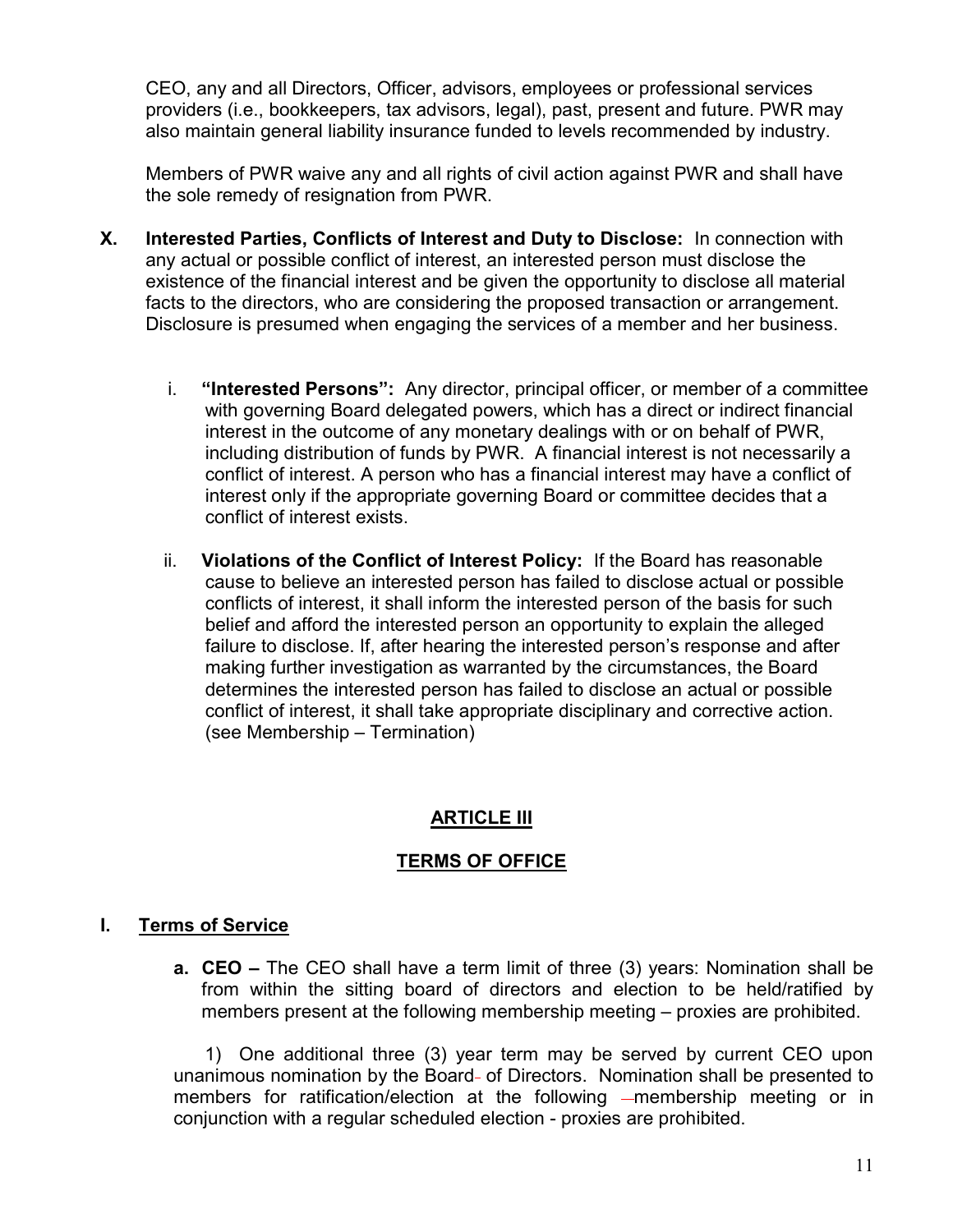CEO, any and all Directors, Officer, advisors, employees or professional services providers (i.e., bookkeepers, tax advisors, legal), past, present and future. PWR may also maintain general liability insurance funded to levels recommended by industry.

Members of PWR waive any and all rights of civil action against PWR and shall have the sole remedy of resignation from PWR.

**X. Interested Parties, Conflicts of Interest and Duty to Disclose:** In connection with any actual or possible conflict of interest, an interested person must disclose the existence of the financial interest and be given the opportunity to disclose all material facts to the directors, who are considering the proposed transaction or arrangement. Disclosure is presumed when engaging the services of a member and her business.

i. **"Interested Persons":** Any director, principal officer, or member of a committee with governing Board delegated powers, which has a direct or indirect financial interest in the outcome of any monetary dealings with or on behalf of PWR, including distribution of funds by PWR. A financial interest is not necessarily a conflict of interest. A person who has a financial interest may have a conflict of interest only if the appropriate governing Board or committee decides that a conflict of interest exists.

ii. **Violations of the Conflict of Interest Policy:** If the Board has reasonable cause to believe an interested person has failed to disclose actual or possible conflicts of interest, it shall inform the interested person of the basis for such belief and afford the interested person an opportunity to explain the alleged failure to disclose. If, after hearing the interested person's response and after making further investigation as warranted by the circumstances, the Board determines the interested person has failed to disclose an actual or possible conflict of interest, it shall take appropriate disciplinary and corrective action. (see Membership – Termination)

## ARTICLE III

## TERMS OF OFFICE

### I. Terms of Service

**a. CEO –** The CEO shall have a term limit of three (3) years: Nomination shall be from within the sitting board of directors and election to be held/ratified by members present at the following membership meeting – proxies are prohibited.

1) One additional three (3) year term may be served by current CEO upon unanimous nomination by the Board of Directors. Nomination shall be presented to members for ratification/election at the following membership meeting or in conjunction with a regular scheduled election - proxies are prohibited.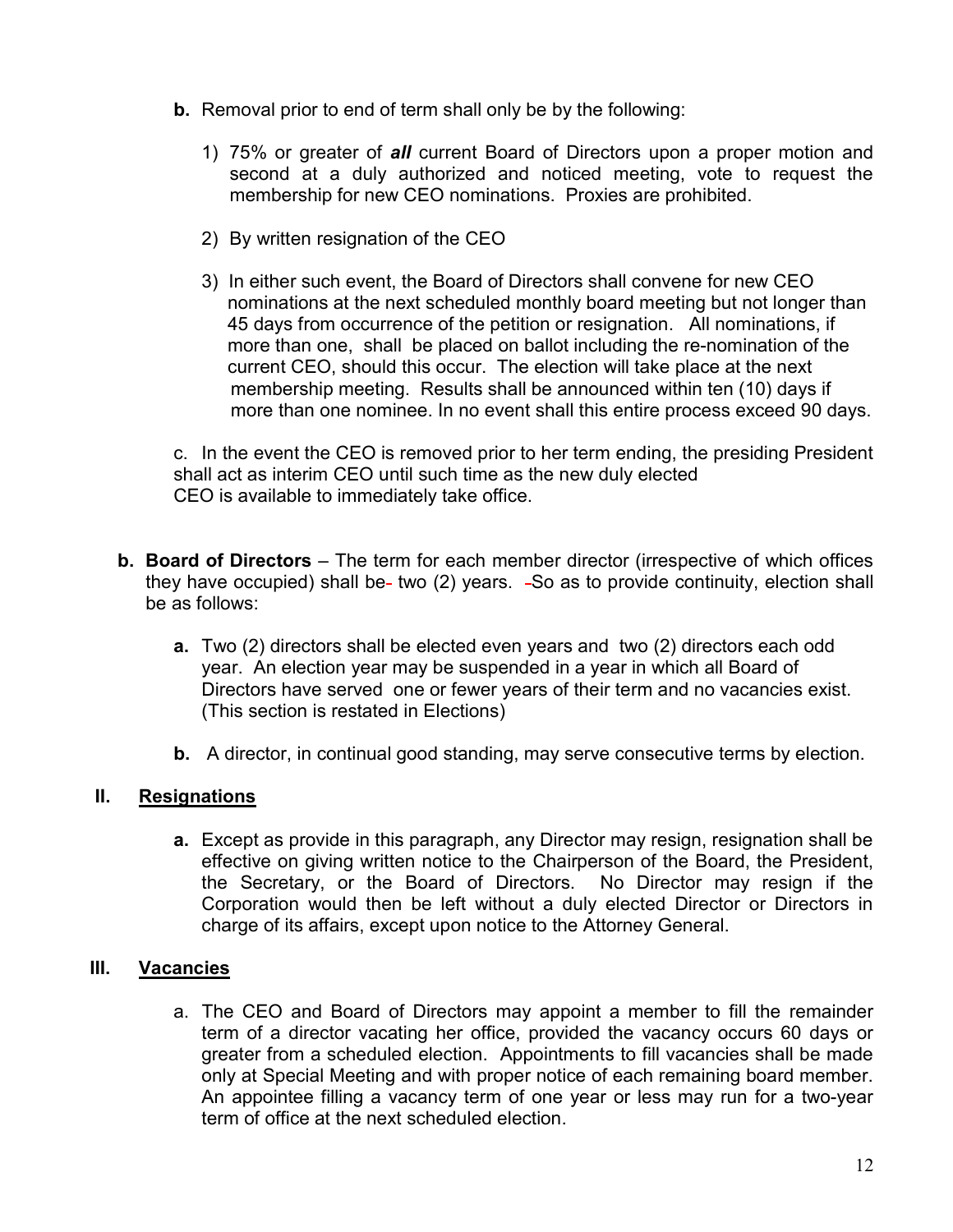**b.** Removal prior to end of term shall only be by the following:

1) 75% or greater of ***all*** current Board of Directors upon a proper motion and second at a duly authorized and noticed meeting, vote to request the membership for new CEO nominations. Proxies are prohibited.

2) By written resignation of the CEO

3) In either such event, the Board of Directors shall convene for new CEO nominations at the next scheduled monthly board meeting but not longer than 45 days from occurrence of the petition or resignation. All nominations, if more than one, shall be placed on ballot including the re-nomination of the current CEO, should this occur. The election will take place at the next membership meeting. Results shall be announced within ten (10) days if more than one nominee. In no event shall this entire process exceed 90 days.

c. In the event the CEO is removed prior to her term ending, the presiding President shall act as interim CEO until such time as the new duly elected CEO is available to immediately take office.

**b. Board of Directors** – The term for each member director (irrespective of which offices they have occupied) shall be two (2) years. So as to provide continuity, election shall be as follows:

**a.** Two (2) directors shall be elected even years and two (2) directors each odd year. An election year may be suspended in a year in which all Board of Directors have served one or fewer years of their term and no vacancies exist. (This section is restated in Elections)

**b.** A director, in continual good standing, may serve consecutive terms by election.

## II. Resignations

**a.** Except as provide in this paragraph, any Director may resign, resignation shall be effective on giving written notice to the Chairperson of the Board, the President, the Secretary, or the Board of Directors. No Director may resign if the Corporation would then be left without a duly elected Director or Directors in charge of its affairs, except upon notice to the Attorney General.

## III. Vacancies

a. The CEO and Board of Directors may appoint a member to fill the remainder term of a director vacating her office, provided the vacancy occurs 60 days or greater from a scheduled election. Appointments to fill vacancies shall be made only at Special Meeting and with proper notice of each remaining board member. An appointee filling a vacancy term of one year or less may run for a two-year term of office at the next scheduled election.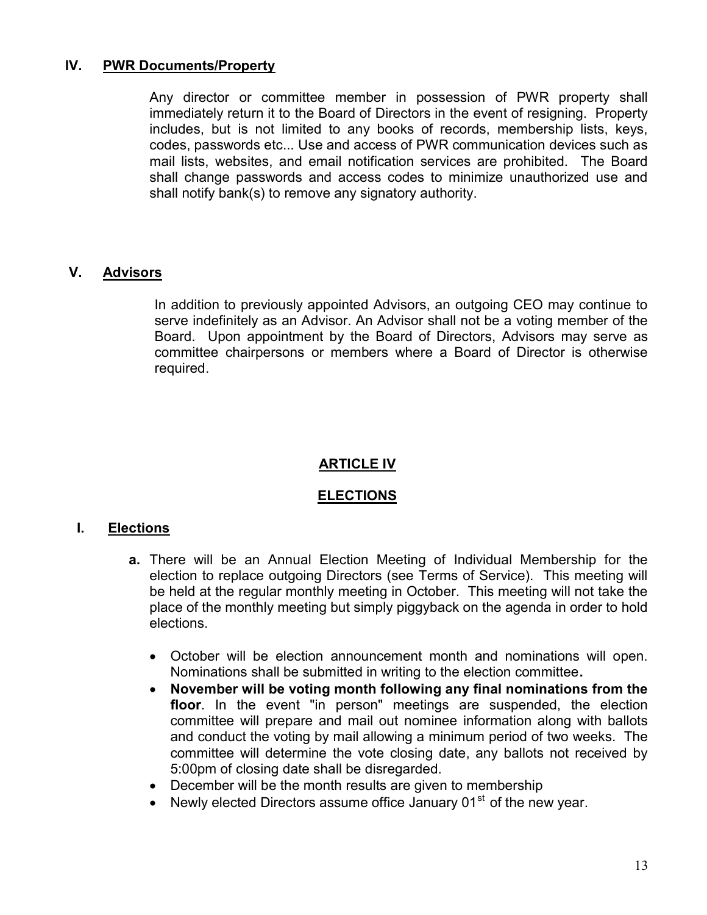## IV. PWR Documents/Property

Any director or committee member in possession of PWR property shall immediately return it to the Board of Directors in the event of resigning. Property includes, but is not limited to any books of records, membership lists, keys, codes, passwords etc... Use and access of PWR communication devices such as mail lists, websites, and email notification services are prohibited. The Board shall change passwords and access codes to minimize unauthorized use and shall notify bank(s) to remove any signatory authority.

## V. Advisors

In addition to previously appointed Advisors, an outgoing CEO may continue to serve indefinitely as an Advisor. An Advisor shall not be a voting member of the Board. Upon appointment by the Board of Directors, Advisors may serve as committee chairpersons or members where a Board of Director is otherwise required.

# ARTICLE IV

# ELECTIONS

## I. Elections

**a.** There will be an Annual Election Meeting of Individual Membership for the election to replace outgoing Directors (see Terms of Service). This meeting will be held at the regular monthly meeting in October. This meeting will not take the place of the monthly meeting but simply piggyback on the agenda in order to hold elections.

- October will be election announcement month and nominations will open. Nominations shall be submitted in writing to the election committee**.**
- **November will be voting month following any final nominations from the floor**. In the event "in person" meetings are suspended, the election committee will prepare and mail out nominee information along with ballots and conduct the voting by mail allowing a minimum period of two weeks. The committee will determine the vote closing date, any ballots not received by 5:00pm of closing date shall be disregarded.
- December will be the month results are given to membership
- Newly elected Directors assume office January 01st of the new year.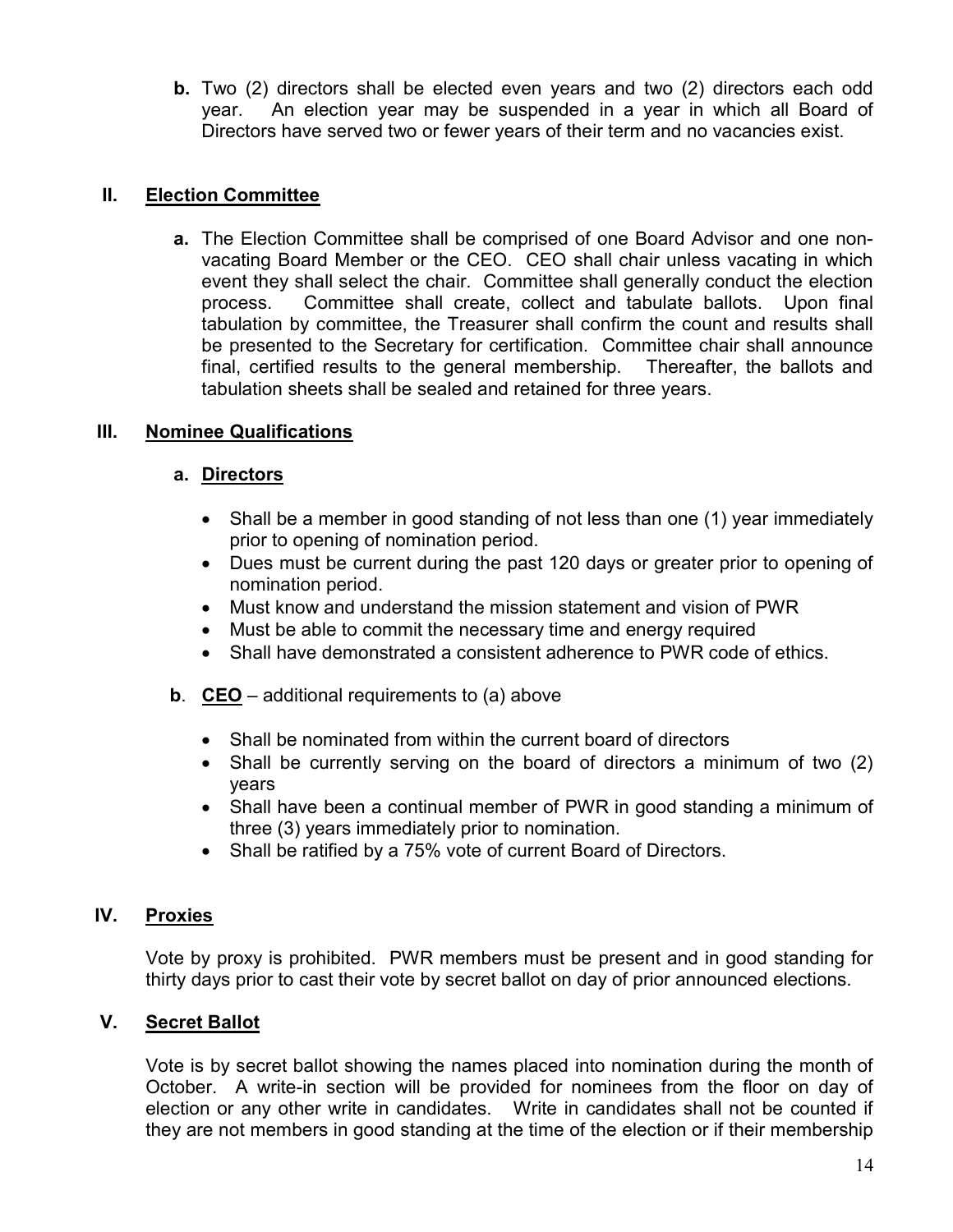**b.** Two (2) directors shall be elected even years and two (2) directors each odd year. An election year may be suspended in a year in which all Board of Directors have served two or fewer years of their term and no vacancies exist.

## II. Election Committee

**a.** The Election Committee shall be comprised of one Board Advisor and one non-vacating Board Member or the CEO. CEO shall chair unless vacating in which event they shall select the chair. Committee shall generally conduct the election process. Committee shall create, collect and tabulate ballots. Upon final tabulation by committee, the Treasurer shall confirm the count and results shall be presented to the Secretary for certification. Committee chair shall announce final, certified results to the general membership. Thereafter, the ballots and tabulation sheets shall be sealed and retained for three years.

## III. Nominee Qualifications

### a. Directors

- Shall be a member in good standing of not less than one (1) year immediately prior to opening of nomination period.
- Dues must be current during the past 120 days or greater prior to opening of nomination period.
- Must know and understand the mission statement and vision of PWR
- Must be able to commit the necessary time and energy required
- Shall have demonstrated a consistent adherence to PWR code of ethics.

### b. CEO – additional requirements to (a) above

- Shall be nominated from within the current board of directors
- Shall be currently serving on the board of directors a minimum of two (2) years
- Shall have been a continual member of PWR in good standing a minimum of three (3) years immediately prior to nomination.
- Shall be ratified by a 75% vote of current Board of Directors.

## IV. Proxies

Vote by proxy is prohibited. PWR members must be present and in good standing for thirty days prior to cast their vote by secret ballot on day of prior announced elections.

## V. Secret Ballot

Vote is by secret ballot showing the names placed into nomination during the month of October. A write-in section will be provided for nominees from the floor on day of election or any other write in candidates. Write in candidates shall not be counted if they are not members in good standing at the time of the election or if their membership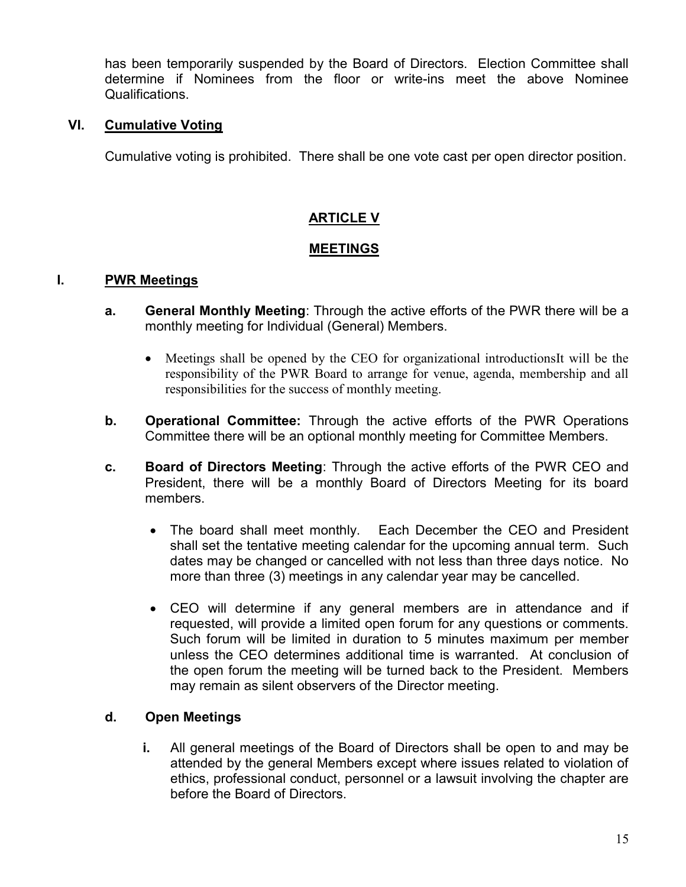has been temporarily suspended by the Board of Directors. Election Committee shall determine if Nominees from the floor or write-ins meet the above Nominee Qualifications.

### VI. Cumulative Voting

Cumulative voting is prohibited. There shall be one vote cast per open director position.

## ARTICLE V

## MEETINGS

### I. PWR Meetings

**a. General Monthly Meeting**: Through the active efforts of the PWR there will be a monthly meeting for Individual (General) Members.

- Meetings shall be opened by the CEO for organizational introductionsIt will be the responsibility of the PWR Board to arrange for venue, agenda, membership and all responsibilities for the success of monthly meeting.

**b. Operational Committee:** Through the active efforts of the PWR Operations Committee there will be an optional monthly meeting for Committee Members.

**c. Board of Directors Meeting**: Through the active efforts of the PWR CEO and President, there will be a monthly Board of Directors Meeting for its board members.

- The board shall meet monthly. Each December the CEO and President shall set the tentative meeting calendar for the upcoming annual term. Such dates may be changed or cancelled with not less than three days notice. No more than three (3) meetings in any calendar year may be cancelled.
- CEO will determine if any general members are in attendance and if requested, will provide a limited open forum for any questions or comments. Such forum will be limited in duration to 5 minutes maximum per member unless the CEO determines additional time is warranted. At conclusion of the open forum the meeting will be turned back to the President. Members may remain as silent observers of the Director meeting.

**d. Open Meetings**

**i.** All general meetings of the Board of Directors shall be open to and may be attended by the general Members except where issues related to violation of ethics, professional conduct, personnel or a lawsuit involving the chapter are before the Board of Directors.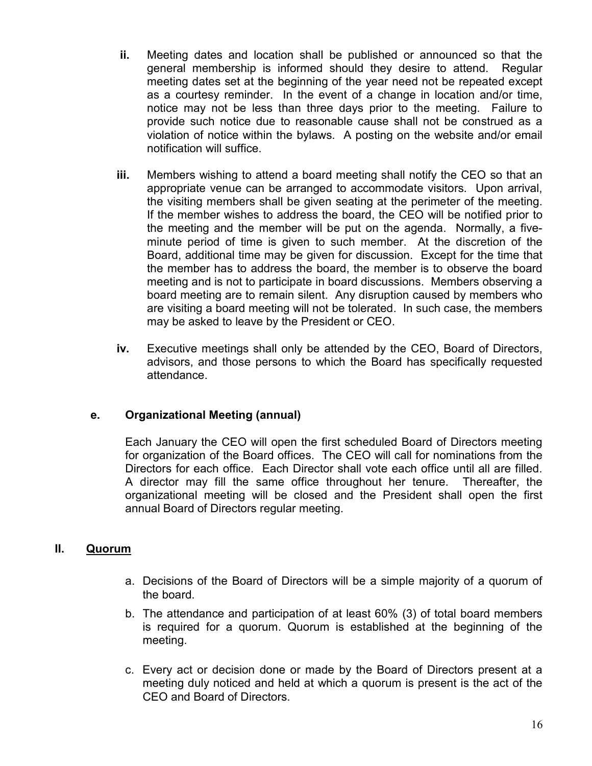ii. Meeting dates and location shall be published or announced so that the general membership is informed should they desire to attend. Regular meeting dates set at the beginning of the year need not be repeated except as a courtesy reminder. In the event of a change in location and/or time, notice may not be less than three days prior to the meeting. Failure to provide such notice due to reasonable cause shall not be construed as a violation of notice within the bylaws. A posting on the website and/or email notification will suffice.

iii. Members wishing to attend a board meeting shall notify the CEO so that an appropriate venue can be arranged to accommodate visitors. Upon arrival, the visiting members shall be given seating at the perimeter of the meeting. If the member wishes to address the board, the CEO will be notified prior to the meeting and the member will be put on the agenda. Normally, a five-minute period of time is given to such member. At the discretion of the Board, additional time may be given for discussion. Except for the time that the member has to address the board, the member is to observe the board meeting and is not to participate in board discussions. Members observing a board meeting are to remain silent. Any disruption caused by members who are visiting a board meeting will not be tolerated. In such case, the members may be asked to leave by the President or CEO.

iv. Executive meetings shall only be attended by the CEO, Board of Directors, advisors, and those persons to which the Board has specifically requested attendance.

**e. Organizational Meeting (annual)**

Each January the CEO will open the first scheduled Board of Directors meeting for organization of the Board offices. The CEO will call for nominations from the Directors for each office. Each Director shall vote each office until all are filled. A director may fill the same office throughout her tenure. Thereafter, the organizational meeting will be closed and the President shall open the first annual Board of Directors regular meeting.

## II. Quorum

a. Decisions of the Board of Directors will be a simple majority of a quorum of the board.

b. The attendance and participation of at least 60% (3) of total board members is required for a quorum. Quorum is established at the beginning of the meeting.

c. Every act or decision done or made by the Board of Directors present at a meeting duly noticed and held at which a quorum is present is the act of the CEO and Board of Directors.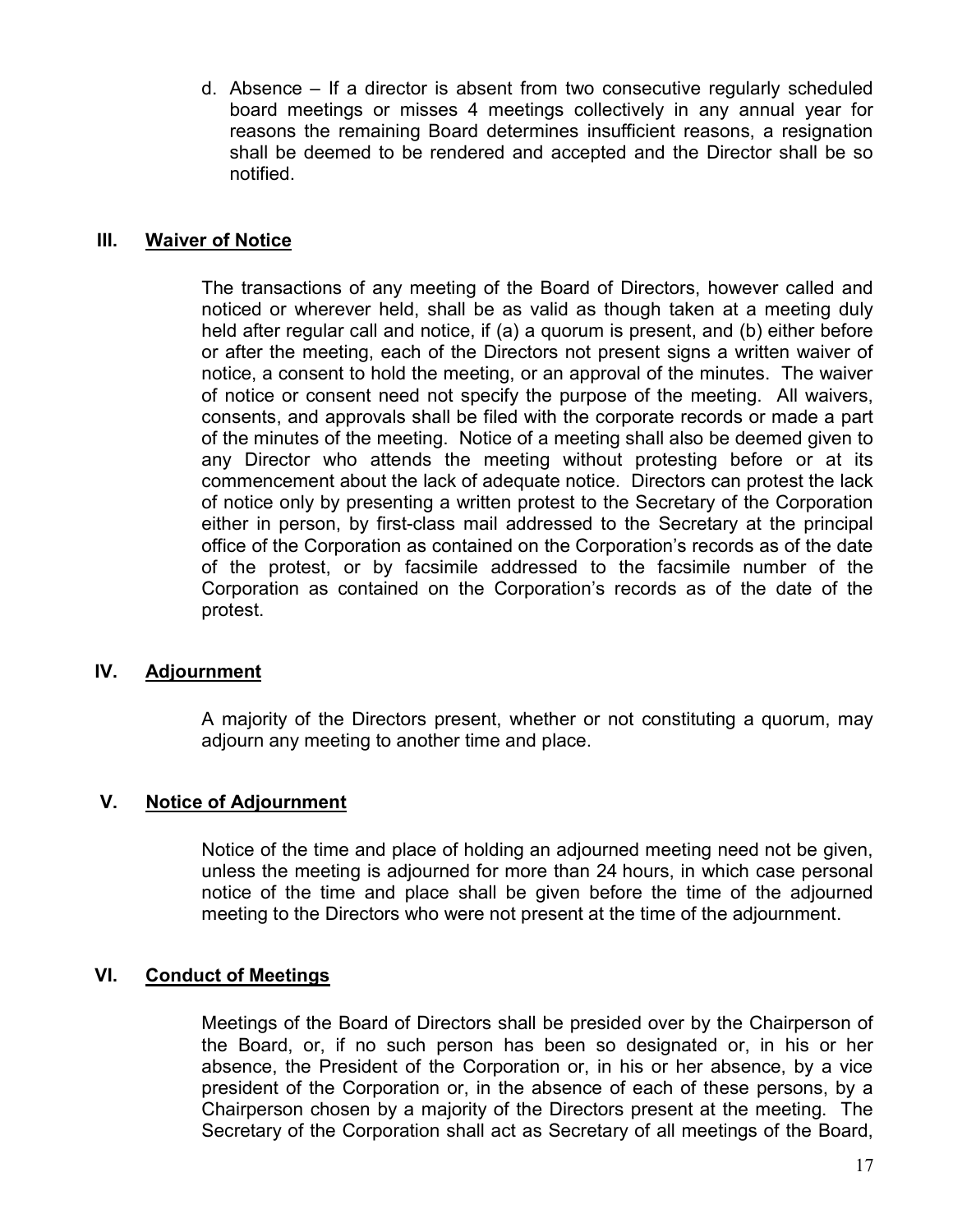d. Absence – If a director is absent from two consecutive regularly scheduled board meetings or misses 4 meetings collectively in any annual year for reasons the remaining Board determines insufficient reasons, a resignation shall be deemed to be rendered and accepted and the Director shall be so notified.

## III. Waiver of Notice

The transactions of any meeting of the Board of Directors, however called and noticed or wherever held, shall be as valid as though taken at a meeting duly held after regular call and notice, if (a) a quorum is present, and (b) either before or after the meeting, each of the Directors not present signs a written waiver of notice, a consent to hold the meeting, or an approval of the minutes. The waiver of notice or consent need not specify the purpose of the meeting. All waivers, consents, and approvals shall be filed with the corporate records or made a part of the minutes of the meeting. Notice of a meeting shall also be deemed given to any Director who attends the meeting without protesting before or at its commencement about the lack of adequate notice. Directors can protest the lack of notice only by presenting a written protest to the Secretary of the Corporation either in person, by first-class mail addressed to the Secretary at the principal office of the Corporation as contained on the Corporation's records as of the date of the protest, or by facsimile addressed to the facsimile number of the Corporation as contained on the Corporation's records as of the date of the protest.

## IV. Adjournment

A majority of the Directors present, whether or not constituting a quorum, may adjourn any meeting to another time and place.

## V. Notice of Adjournment

Notice of the time and place of holding an adjourned meeting need not be given, unless the meeting is adjourned for more than 24 hours, in which case personal notice of the time and place shall be given before the time of the adjourned meeting to the Directors who were not present at the time of the adjournment.

## VI. Conduct of Meetings

Meetings of the Board of Directors shall be presided over by the Chairperson of the Board, or, if no such person has been so designated or, in his or her absence, the President of the Corporation or, in his or her absence, by a vice president of the Corporation or, in the absence of each of these persons, by a Chairperson chosen by a majority of the Directors present at the meeting. The Secretary of the Corporation shall act as Secretary of all meetings of the Board,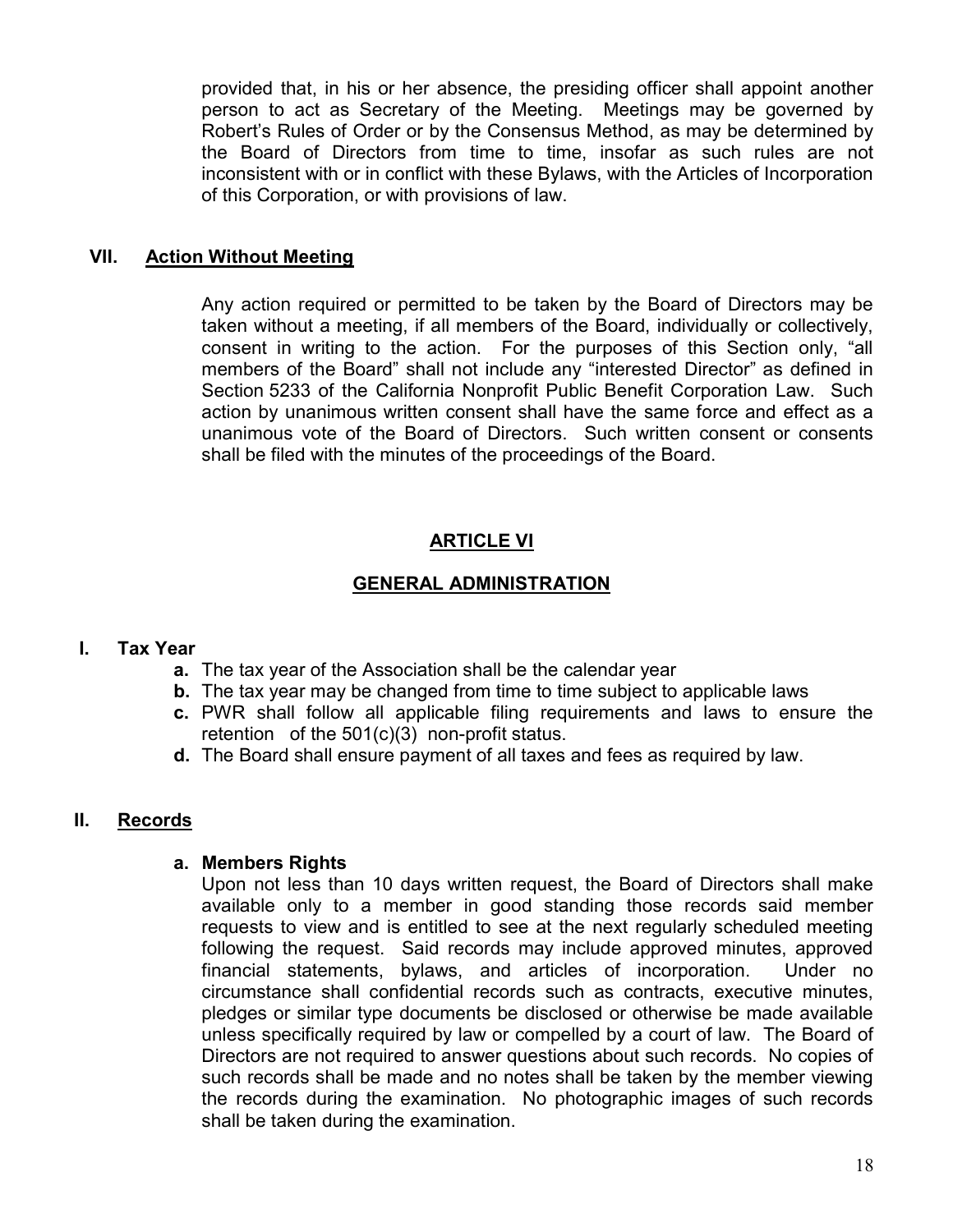provided that, in his or her absence, the presiding officer shall appoint another person to act as Secretary of the Meeting. Meetings may be governed by Robert's Rules of Order or by the Consensus Method, as may be determined by the Board of Directors from time to time, insofar as such rules are not inconsistent with or in conflict with these Bylaws, with the Articles of Incorporation of this Corporation, or with provisions of law.

### VII. Action Without Meeting

Any action required or permitted to be taken by the Board of Directors may be taken without a meeting, if all members of the Board, individually or collectively, consent in writing to the action. For the purposes of this Section only, "all members of the Board" shall not include any "interested Director" as defined in Section 5233 of the California Nonprofit Public Benefit Corporation Law. Such action by unanimous written consent shall have the same force and effect as a unanimous vote of the Board of Directors. Such written consent or consents shall be filed with the minutes of the proceedings of the Board.

## ARTICLE VI

## GENERAL ADMINISTRATION

### I. Tax Year

- **a.** The tax year of the Association shall be the calendar year
- **b.** The tax year may be changed from time to time subject to applicable laws
- **c.** PWR shall follow all applicable filing requirements and laws to ensure the retention of the 501(c)(3) non-profit status.
- **d.** The Board shall ensure payment of all taxes and fees as required by law.

### II. Records

**a. Members Rights**

Upon not less than 10 days written request, the Board of Directors shall make available only to a member in good standing those records said member requests to view and is entitled to see at the next regularly scheduled meeting following the request. Said records may include approved minutes, approved financial statements, bylaws, and articles of incorporation. Under no circumstance shall confidential records such as contracts, executive minutes, pledges or similar type documents be disclosed or otherwise be made available unless specifically required by law or compelled by a court of law. The Board of Directors are not required to answer questions about such records. No copies of such records shall be made and no notes shall be taken by the member viewing the records during the examination. No photographic images of such records shall be taken during the examination.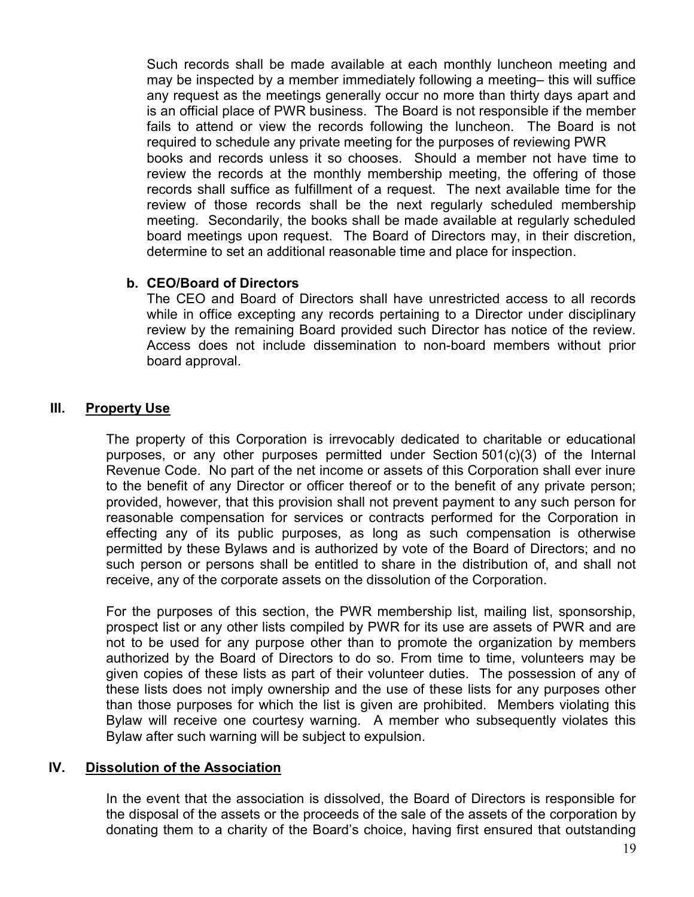Such records shall be made available at each monthly luncheon meeting and may be inspected by a member immediately following a meeting– this will suffice any request as the meetings generally occur no more than thirty days apart and is an official place of PWR business. The Board is not responsible if the member fails to attend or view the records following the luncheon. The Board is not required to schedule any private meeting for the purposes of reviewing PWR books and records unless it so chooses. Should a member not have time to review the records at the monthly membership meeting, the offering of those records shall suffice as fulfillment of a request. The next available time for the review of those records shall be the next regularly scheduled membership meeting. Secondarily, the books shall be made available at regularly scheduled board meetings upon request. The Board of Directors may, in their discretion, determine to set an additional reasonable time and place for inspection.

**b. CEO/Board of Directors**

The CEO and Board of Directors shall have unrestricted access to all records while in office excepting any records pertaining to a Director under disciplinary review by the remaining Board provided such Director has notice of the review. Access does not include dissemination to non-board members without prior board approval.

## III. Property Use

The property of this Corporation is irrevocably dedicated to charitable or educational purposes, or any other purposes permitted under Section 501(c)(3) of the Internal Revenue Code. No part of the net income or assets of this Corporation shall ever inure to the benefit of any Director or officer thereof or to the benefit of any private person; provided, however, that this provision shall not prevent payment to any such person for reasonable compensation for services or contracts performed for the Corporation in effecting any of its public purposes, as long as such compensation is otherwise permitted by these Bylaws and is authorized by vote of the Board of Directors; and no such person or persons shall be entitled to share in the distribution of, and shall not receive, any of the corporate assets on the dissolution of the Corporation.

For the purposes of this section, the PWR membership list, mailing list, sponsorship, prospect list or any other lists compiled by PWR for its use are assets of PWR and are not to be used for any purpose other than to promote the organization by members authorized by the Board of Directors to do so. From time to time, volunteers may be given copies of these lists as part of their volunteer duties. The possession of any of these lists does not imply ownership and the use of these lists for any purposes other than those purposes for which the list is given are prohibited. Members violating this Bylaw will receive one courtesy warning. A member who subsequently violates this Bylaw after such warning will be subject to expulsion.

## IV. Dissolution of the Association

In the event that the association is dissolved, the Board of Directors is responsible for the disposal of the assets or the proceeds of the sale of the assets of the corporation by donating them to a charity of the Board's choice, having first ensured that outstanding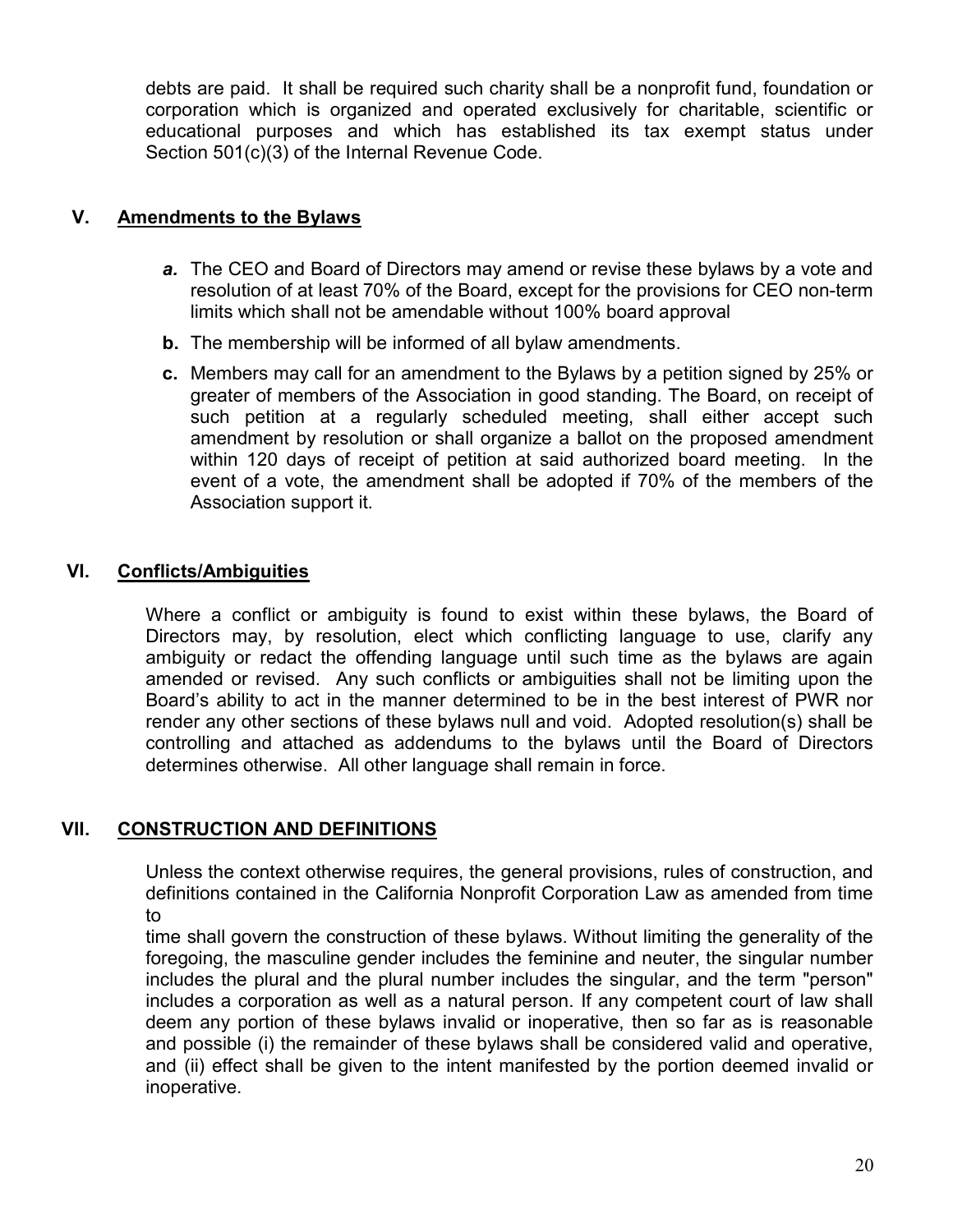debts are paid. It shall be required such charity shall be a nonprofit fund, foundation or corporation which is organized and operated exclusively for charitable, scientific or educational purposes and which has established its tax exempt status under Section 501(c)(3) of the Internal Revenue Code.

## V. Amendments to the Bylaws

- ***a.*** The CEO and Board of Directors may amend or revise these bylaws by a vote and resolution of at least 70% of the Board, except for the provisions for CEO non-term limits which shall not be amendable without 100% board approval
- **b.** The membership will be informed of all bylaw amendments.
- **c.** Members may call for an amendment to the Bylaws by a petition signed by 25% or greater of members of the Association in good standing. The Board, on receipt of such petition at a regularly scheduled meeting, shall either accept such amendment by resolution or shall organize a ballot on the proposed amendment within 120 days of receipt of petition at said authorized board meeting. In the event of a vote, the amendment shall be adopted if 70% of the members of the Association support it.

## VI. Conflicts/Ambiguities

Where a conflict or ambiguity is found to exist within these bylaws, the Board of Directors may, by resolution, elect which conflicting language to use, clarify any ambiguity or redact the offending language until such time as the bylaws are again amended or revised. Any such conflicts or ambiguities shall not be limiting upon the Board's ability to act in the manner determined to be in the best interest of PWR nor render any other sections of these bylaws null and void. Adopted resolution(s) shall be controlling and attached as addendums to the bylaws until the Board of Directors determines otherwise. All other language shall remain in force.

## VII. CONSTRUCTION AND DEFINITIONS

Unless the context otherwise requires, the general provisions, rules of construction, and definitions contained in the California Nonprofit Corporation Law as amended from time to

time shall govern the construction of these bylaws. Without limiting the generality of the foregoing, the masculine gender includes the feminine and neuter, the singular number includes the plural and the plural number includes the singular, and the term "person" includes a corporation as well as a natural person. If any competent court of law shall deem any portion of these bylaws invalid or inoperative, then so far as is reasonable and possible (i) the remainder of these bylaws shall be considered valid and operative, and (ii) effect shall be given to the intent manifested by the portion deemed invalid or inoperative.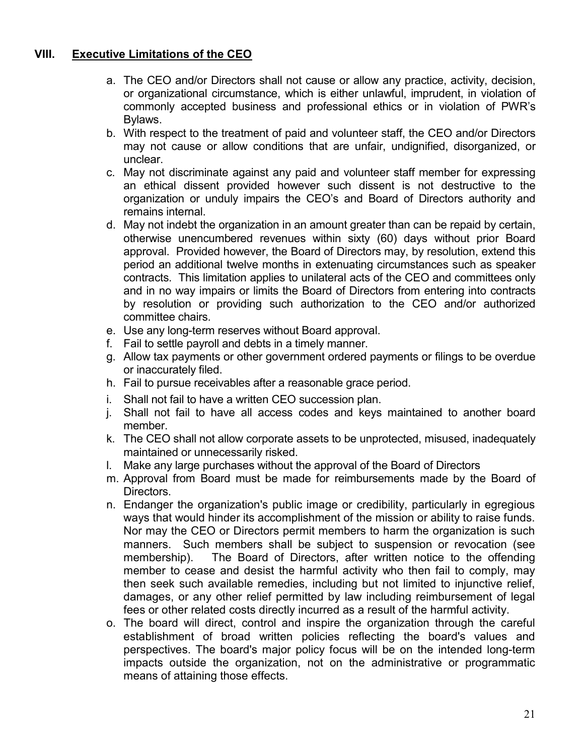## VIII. Executive Limitations of the CEO

a. The CEO and/or Directors shall not cause or allow any practice, activity, decision, or organizational circumstance, which is either unlawful, imprudent, in violation of commonly accepted business and professional ethics or in violation of PWR's Bylaws.
b. With respect to the treatment of paid and volunteer staff, the CEO and/or Directors may not cause or allow conditions that are unfair, undignified, disorganized, or unclear.
c. May not discriminate against any paid and volunteer staff member for expressing an ethical dissent provided however such dissent is not destructive to the organization or unduly impairs the CEO's and Board of Directors authority and remains internal.
d. May not indebt the organization in an amount greater than can be repaid by certain, otherwise unencumbered revenues within sixty (60) days without prior Board approval. Provided however, the Board of Directors may, by resolution, extend this period an additional twelve months in extenuating circumstances such as speaker contracts. This limitation applies to unilateral acts of the CEO and committees only and in no way impairs or limits the Board of Directors from entering into contracts by resolution or providing such authorization to the CEO and/or authorized committee chairs.
e. Use any long-term reserves without Board approval.
f. Fail to settle payroll and debts in a timely manner.
g. Allow tax payments or other government ordered payments or filings to be overdue or inaccurately filed.
h. Fail to pursue receivables after a reasonable grace period.
i. Shall not fail to have a written CEO succession plan.
j. Shall not fail to have all access codes and keys maintained to another board member.
k. The CEO shall not allow corporate assets to be unprotected, misused, inadequately maintained or unnecessarily risked.
l. Make any large purchases without the approval of the Board of Directors
m. Approval from Board must be made for reimbursements made by the Board of Directors.
n. Endanger the organization's public image or credibility, particularly in egregious ways that would hinder its accomplishment of the mission or ability to raise funds. Nor may the CEO or Directors permit members to harm the organization is such manners. Such members shall be subject to suspension or revocation (see membership). The Board of Directors, after written notice to the offending member to cease and desist the harmful activity who then fail to comply, may then seek such available remedies, including but not limited to injunctive relief, damages, or any other relief permitted by law including reimbursement of legal fees or other related costs directly incurred as a result of the harmful activity.
o. The board will direct, control and inspire the organization through the careful establishment of broad written policies reflecting the board's values and perspectives. The board's major policy focus will be on the intended long-term impacts outside the organization, not on the administrative or programmatic means of attaining those effects.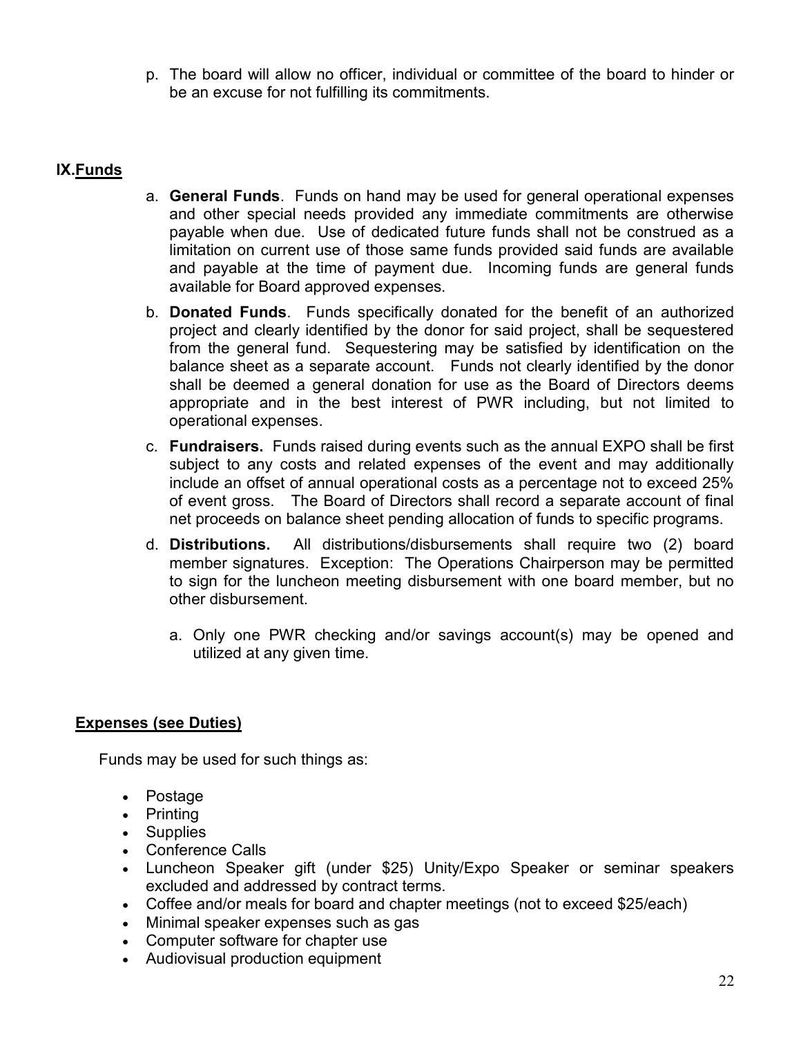p. The board will allow no officer, individual or committee of the board to hinder or be an excuse for not fulfilling its commitments.

## IX. Funds

a. **General Funds**. Funds on hand may be used for general operational expenses and other special needs provided any immediate commitments are otherwise payable when due. Use of dedicated future funds shall not be construed as a limitation on current use of those same funds provided said funds are available and payable at the time of payment due. Incoming funds are general funds available for Board approved expenses.

b. **Donated Funds**. Funds specifically donated for the benefit of an authorized project and clearly identified by the donor for said project, shall be sequestered from the general fund. Sequestering may be satisfied by identification on the balance sheet as a separate account. Funds not clearly identified by the donor shall be deemed a general donation for use as the Board of Directors deems appropriate and in the best interest of PWR including, but not limited to operational expenses.

c. **Fundraisers.** Funds raised during events such as the annual EXPO shall be first subject to any costs and related expenses of the event and may additionally include an offset of annual operational costs as a percentage not to exceed 25% of event gross. The Board of Directors shall record a separate account of final net proceeds on balance sheet pending allocation of funds to specific programs.

d. **Distributions.** All distributions/disbursements shall require two (2) board member signatures. Exception: The Operations Chairperson may be permitted to sign for the luncheon meeting disbursement with one board member, but no other disbursement.

   a. Only one PWR checking and/or savings account(s) may be opened and utilized at any given time.

## Expenses (see Duties)

Funds may be used for such things as:

- Postage
- Printing
- Supplies
- Conference Calls
- Luncheon Speaker gift (under $25) Unity/Expo Speaker or seminar speakers excluded and addressed by contract terms.
- Coffee and/or meals for board and chapter meetings (not to exceed $25/each)
- Minimal speaker expenses such as gas
- Computer software for chapter use
- Audiovisual production equipment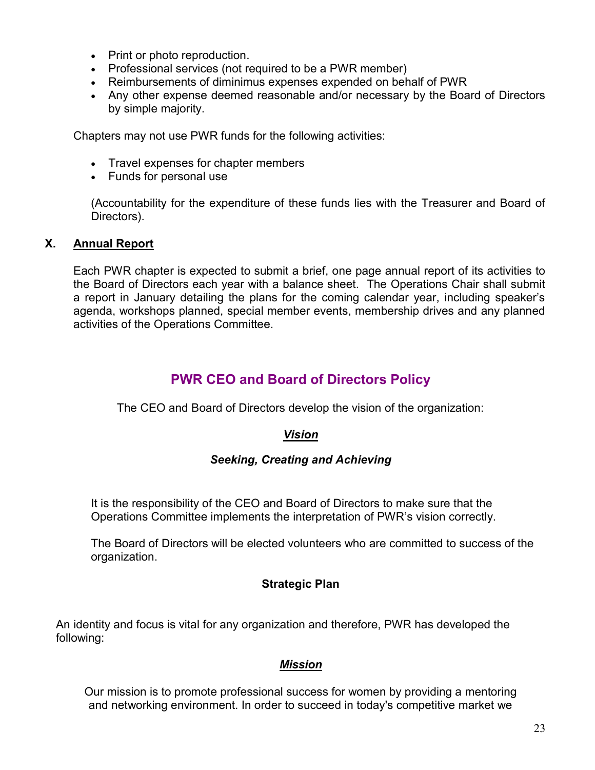- Print or photo reproduction.
- Professional services (not required to be a PWR member)
- Reimbursements of diminimus expenses expended on behalf of PWR
- Any other expense deemed reasonable and/or necessary by the Board of Directors by simple majority.

Chapters may not use PWR funds for the following activities:

- Travel expenses for chapter members
- Funds for personal use

(Accountability for the expenditure of these funds lies with the Treasurer and Board of Directors).

### X. <u>Annual Report</u>

Each PWR chapter is expected to submit a brief, one page annual report of its activities to the Board of Directors each year with a balance sheet. The Operations Chair shall submit a report in January detailing the plans for the coming calendar year, including speaker's agenda, workshops planned, special member events, membership drives and any planned activities of the Operations Committee.

## PWR CEO and Board of Directors Policy

The CEO and Board of Directors develop the vision of the organization:

### ***<u>Vision</u>***

***Seeking, Creating and Achieving***

It is the responsibility of the CEO and Board of Directors to make sure that the Operations Committee implements the interpretation of PWR's vision correctly.

The Board of Directors will be elected volunteers who are committed to success of the organization.

### Strategic Plan

An identity and focus is vital for any organization and therefore, PWR has developed the following:

### ***<u>Mission</u>***

Our mission is to promote professional success for women by providing a mentoring and networking environment. In order to succeed in today's competitive market we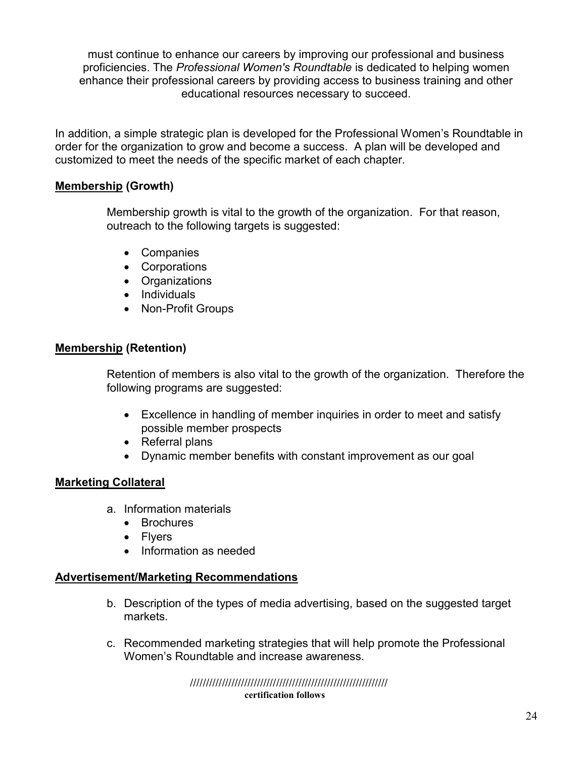must continue to enhance our careers by improving our professional and business proficiencies. The *Professional Women's Roundtable* is dedicated to helping women enhance their professional careers by providing access to business training and other educational resources necessary to succeed.

In addition, a simple strategic plan is developed for the Professional Women's Roundtable in order for the organization to grow and become a success. A plan will be developed and customized to meet the needs of the specific market of each chapter.

**Membership (Growth)**

Membership growth is vital to the growth of the organization. For that reason, outreach to the following targets is suggested:

- Companies
- Corporations
- Organizations
- Individuals
- Non-Profit Groups

**Membership (Retention)**

Retention of members is also vital to the growth of the organization. Therefore the following programs are suggested:

- Excellence in handling of member inquiries in order to meet and satisfy possible member prospects
- Referral plans
- Dynamic member benefits with constant improvement as our goal

**Marketing Collateral**

a. Information materials
   - Brochures
   - Flyers
   - Information as needed

**Advertisement/Marketing Recommendations**

b. Description of the types of media advertising, based on the suggested target markets.

c. Recommended marketing strategies that will help promote the Professional Women's Roundtable and increase awareness.

////////////////////////////////////////////////////////////

**certification follows**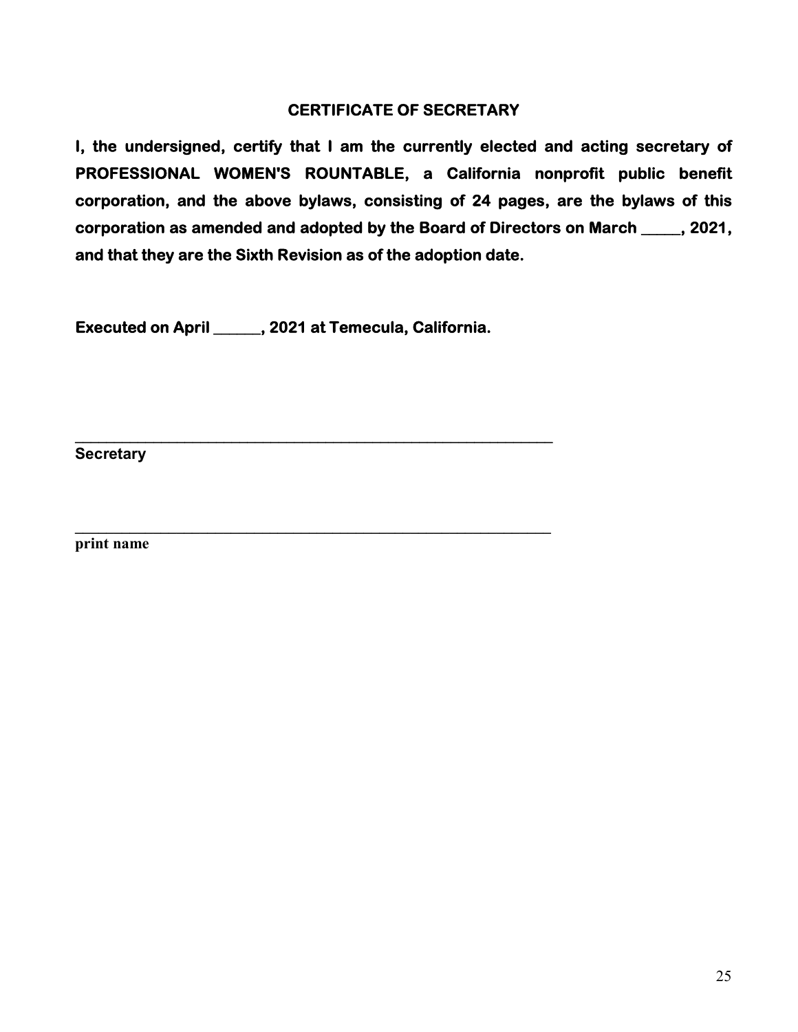## CERTIFICATE OF SECRETARY

**I, the undersigned, certify that I am the currently elected and acting secretary of PROFESSIONAL WOMEN'S ROUNTABLE, a California nonprofit public benefit corporation, and the above bylaws, consisting of 24 pages, are the bylaws of this corporation as amended and adopted by the Board of Directors on March _____, 2021, and that they are the Sixth Revision as of the adoption date.**

**Executed on April ______, 2021 at Temecula, California.**

______________________________________________________________
**Secretary**

______________________________________________________________
**print name**